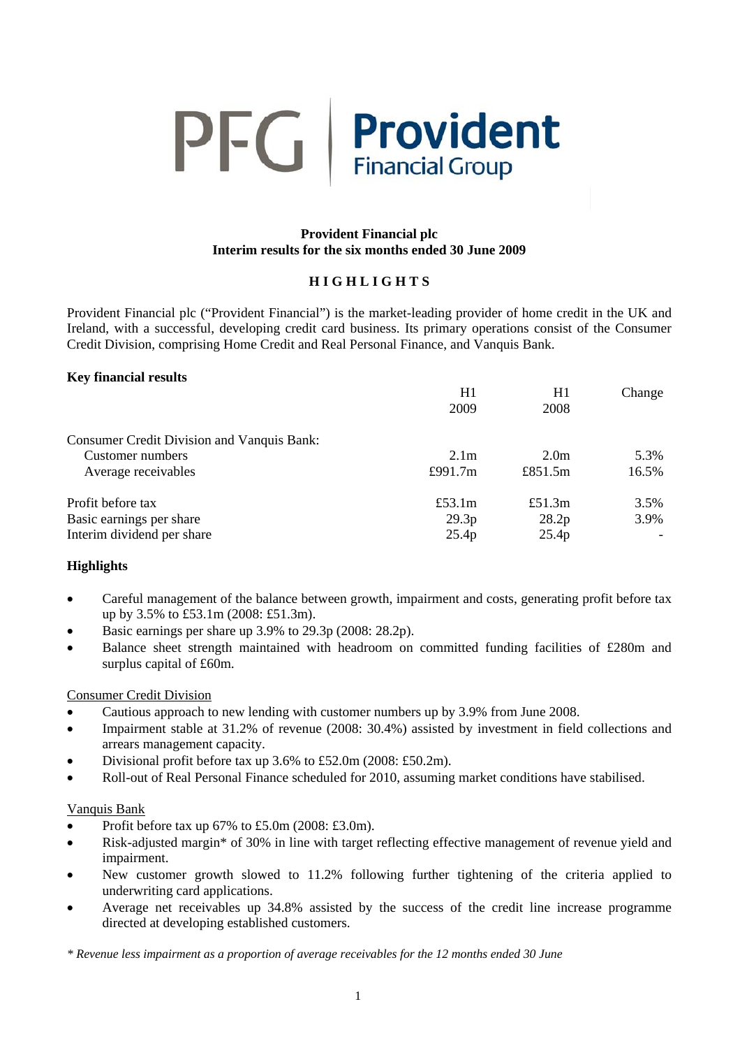PFG | Provident Financial Group

# Provident Financial plc
## Interim results for the six months ended 30 June 2009

## HIGHLIGHTS

Provident Financial plc ("Provident Financial") is the market-leading provider of home credit in the UK and Ireland, with a successful, developing credit card business. Its primary operations consist of the Consumer Credit Division, comprising Home Credit and Real Personal Finance, and Vanquis Bank.

**Key financial results**

| | H1 2009 | H1 2008 | Change |
|---|---|---|---|
| Consumer Credit Division and Vanquis Bank: | | | |
| Customer numbers | 2.1m | 2.0m | 5.3% |
| Average receivables | £991.7m | £851.5m | 16.5% |
| Profit before tax | £53.1m | £51.3m | 3.5% |
| Basic earnings per share | 29.3p | 28.2p | 3.9% |
| Interim dividend per share | 25.4p | 25.4p | - |

**Highlights**

- Careful management of the balance between growth, impairment and costs, generating profit before tax up by 3.5% to £53.1m (2008: £51.3m).
- Basic earnings per share up 3.9% to 29.3p (2008: 28.2p).
- Balance sheet strength maintained with headroom on committed funding facilities of £280m and surplus capital of £60m.

Consumer Credit Division

- Cautious approach to new lending with customer numbers up by 3.9% from June 2008.
- Impairment stable at 31.2% of revenue (2008: 30.4%) assisted by investment in field collections and arrears management capacity.
- Divisional profit before tax up 3.6% to £52.0m (2008: £50.2m).
- Roll-out of Real Personal Finance scheduled for 2010, assuming market conditions have stabilised.

Vanquis Bank

- Profit before tax up 67% to £5.0m (2008: £3.0m).
- Risk-adjusted margin* of 30% in line with target reflecting effective management of revenue yield and impairment.
- New customer growth slowed to 11.2% following further tightening of the criteria applied to underwriting card applications.
- Average net receivables up 34.8% assisted by the success of the credit line increase programme directed at developing established customers.

*\* Revenue less impairment as a proportion of average receivables for the 12 months ended 30 June*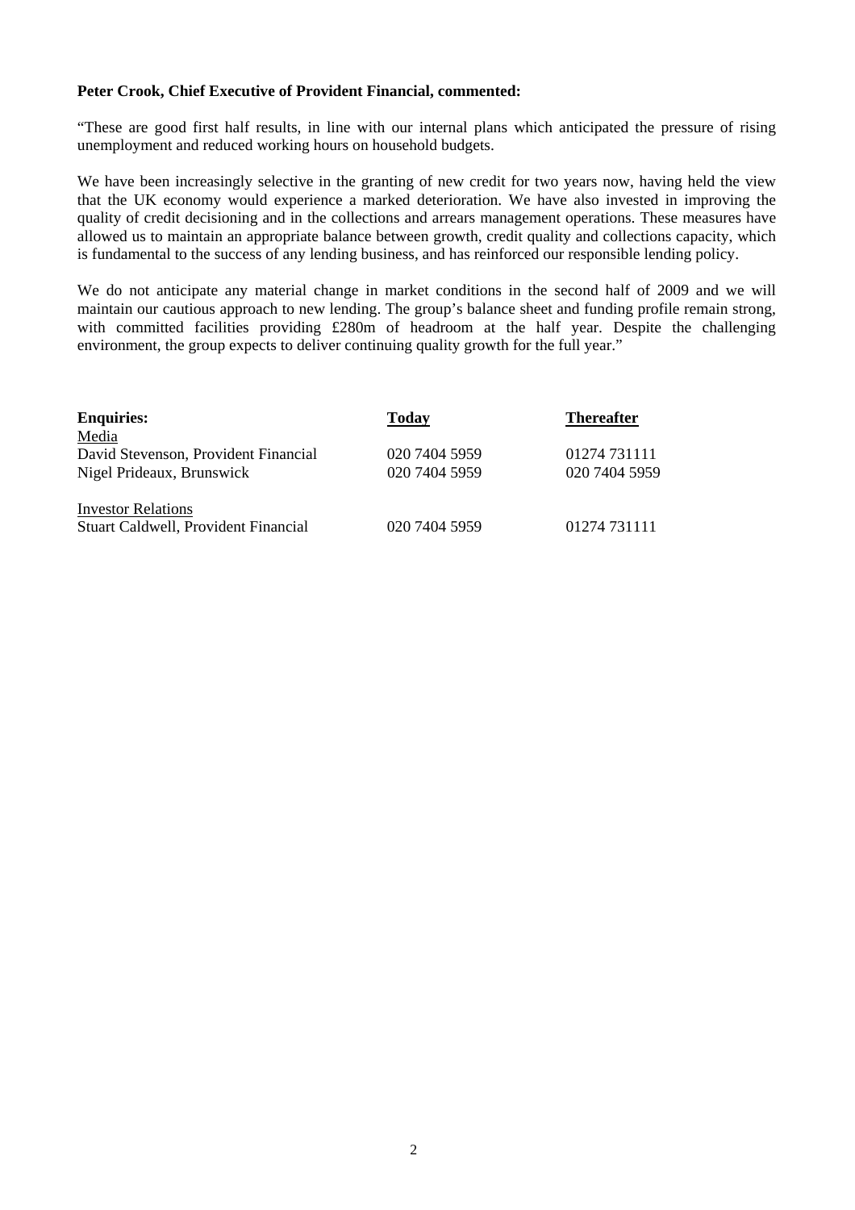**Peter Crook, Chief Executive of Provident Financial, commented:**

"These are good first half results, in line with our internal plans which anticipated the pressure of rising unemployment and reduced working hours on household budgets.

We have been increasingly selective in the granting of new credit for two years now, having held the view that the UK economy would experience a marked deterioration. We have also invested in improving the quality of credit decisioning and in the collections and arrears management operations. These measures have allowed us to maintain an appropriate balance between growth, credit quality and collections capacity, which is fundamental to the success of any lending business, and has reinforced our responsible lending policy.

We do not anticipate any material change in market conditions in the second half of 2009 and we will maintain our cautious approach to new lending. The group's balance sheet and funding profile remain strong, with committed facilities providing £280m of headroom at the half year. Despite the challenging environment, the group expects to deliver continuing quality growth for the full year."

| **Enquiries:** | **Today** | **Thereafter** |
|---|---|---|
| Media | | |
| David Stevenson, Provident Financial | 020 7404 5959 | 01274 731111 |
| Nigel Prideaux, Brunswick | 020 7404 5959 | 020 7404 5959 |
| | | |
| Investor Relations | | |
| Stuart Caldwell, Provident Financial | 020 7404 5959 | 01274 731111 |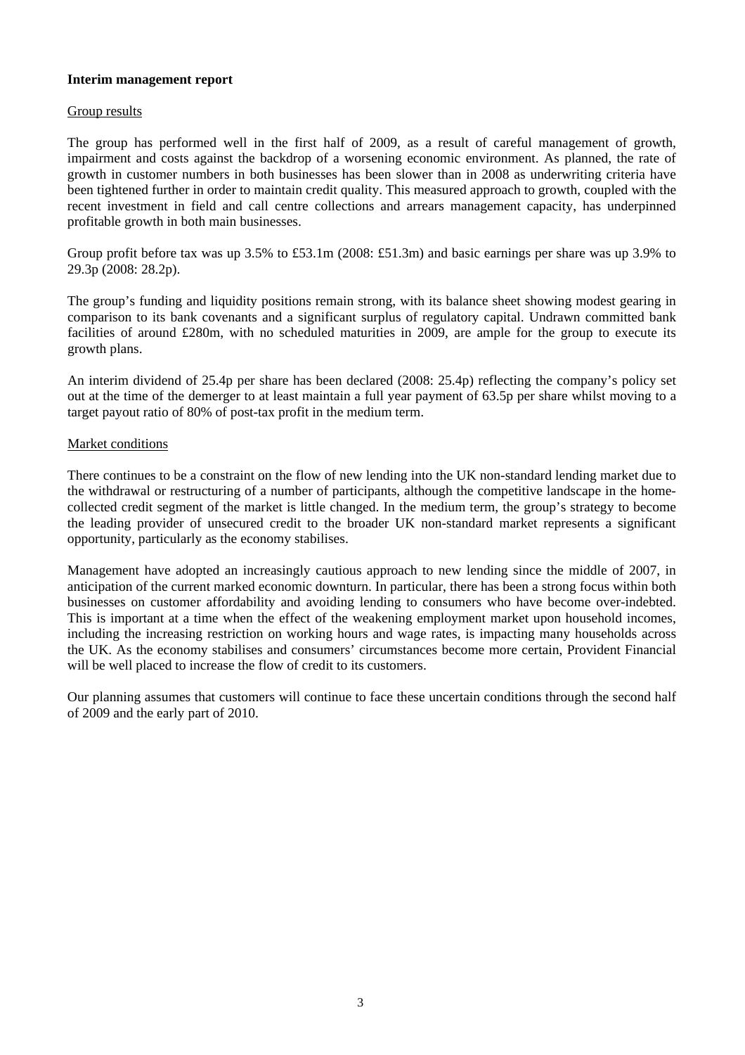**Interim management report**

Group results

The group has performed well in the first half of 2009, as a result of careful management of growth, impairment and costs against the backdrop of a worsening economic environment. As planned, the rate of growth in customer numbers in both businesses has been slower than in 2008 as underwriting criteria have been tightened further in order to maintain credit quality. This measured approach to growth, coupled with the recent investment in field and call centre collections and arrears management capacity, has underpinned profitable growth in both main businesses.

Group profit before tax was up 3.5% to £53.1m (2008: £51.3m) and basic earnings per share was up 3.9% to 29.3p (2008: 28.2p).

The group's funding and liquidity positions remain strong, with its balance sheet showing modest gearing in comparison to its bank covenants and a significant surplus of regulatory capital. Undrawn committed bank facilities of around £280m, with no scheduled maturities in 2009, are ample for the group to execute its growth plans.

An interim dividend of 25.4p per share has been declared (2008: 25.4p) reflecting the company's policy set out at the time of the demerger to at least maintain a full year payment of 63.5p per share whilst moving to a target payout ratio of 80% of post-tax profit in the medium term.

Market conditions

There continues to be a constraint on the flow of new lending into the UK non-standard lending market due to the withdrawal or restructuring of a number of participants, although the competitive landscape in the home-collected credit segment of the market is little changed. In the medium term, the group's strategy to become the leading provider of unsecured credit to the broader UK non-standard market represents a significant opportunity, particularly as the economy stabilises.

Management have adopted an increasingly cautious approach to new lending since the middle of 2007, in anticipation of the current marked economic downturn. In particular, there has been a strong focus within both businesses on customer affordability and avoiding lending to consumers who have become over-indebted. This is important at a time when the effect of the weakening employment market upon household incomes, including the increasing restriction on working hours and wage rates, is impacting many households across the UK. As the economy stabilises and consumers' circumstances become more certain, Provident Financial will be well placed to increase the flow of credit to its customers.

Our planning assumes that customers will continue to face these uncertain conditions through the second half of 2009 and the early part of 2010.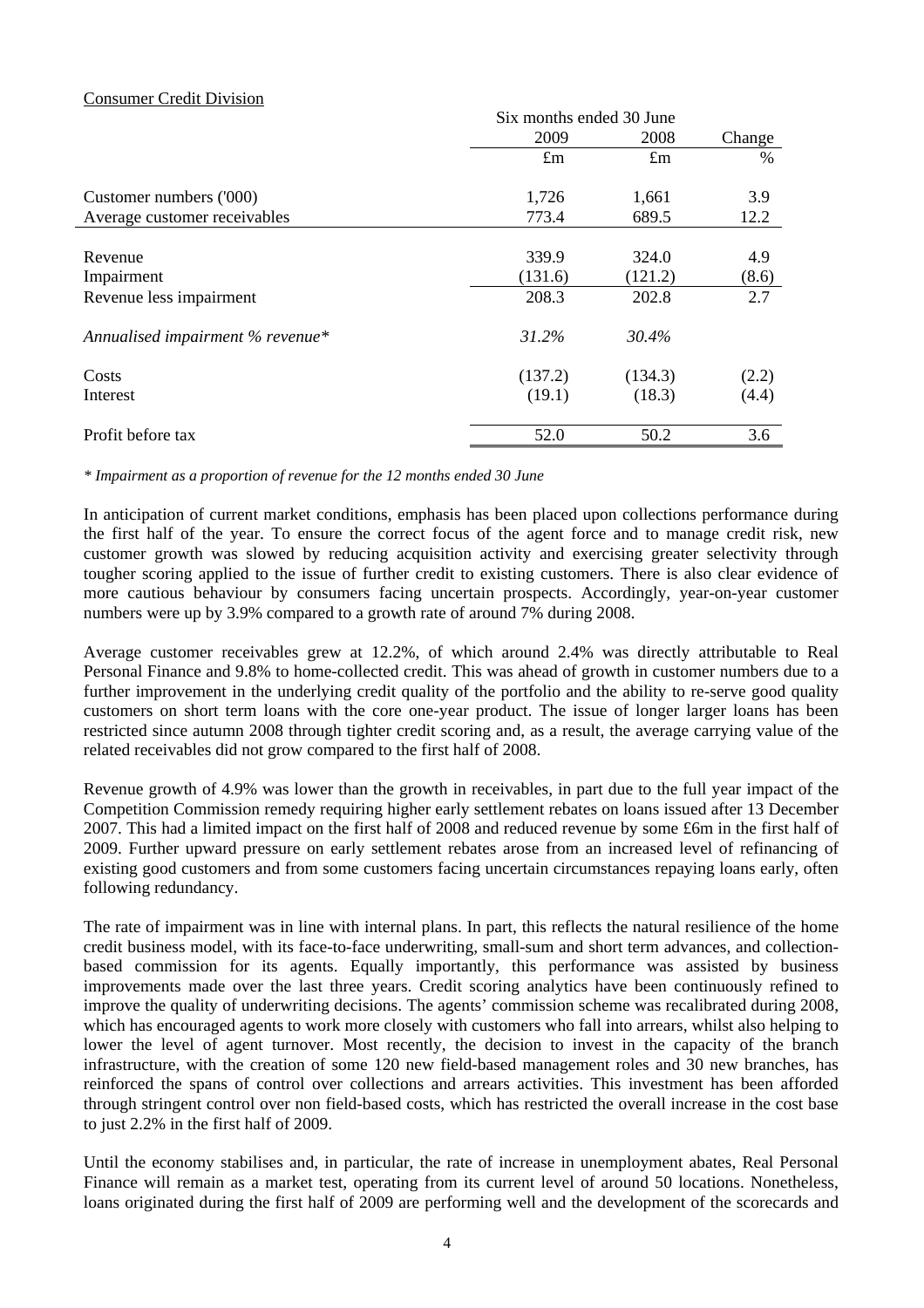Consumer Credit Division

| | Six months ended 30 June | | |
|---|---|---|---|
| | 2009 | 2008 | Change |
| | £m | £m | % |
| Customer numbers ('000) | 1,726 | 1,661 | 3.9 |
| Average customer receivables | 773.4 | 689.5 | 12.2 |
| Revenue | 339.9 | 324.0 | 4.9 |
| Impairment | (131.6) | (121.2) | (8.6) |
| Revenue less impairment | 208.3 | 202.8 | 2.7 |
| *Annualised impairment % revenue** | *31.2%* | *30.4%* | |
| Costs | (137.2) | (134.3) | (2.2) |
| Interest | (19.1) | (18.3) | (4.4) |
| Profit before tax | 52.0 | 50.2 | 3.6 |

*\* Impairment as a proportion of revenue for the 12 months ended 30 June*

In anticipation of current market conditions, emphasis has been placed upon collections performance during the first half of the year. To ensure the correct focus of the agent force and to manage credit risk, new customer growth was slowed by reducing acquisition activity and exercising greater selectivity through tougher scoring applied to the issue of further credit to existing customers. There is also clear evidence of more cautious behaviour by consumers facing uncertain prospects. Accordingly, year-on-year customer numbers were up by 3.9% compared to a growth rate of around 7% during 2008.

Average customer receivables grew at 12.2%, of which around 2.4% was directly attributable to Real Personal Finance and 9.8% to home-collected credit. This was ahead of growth in customer numbers due to a further improvement in the underlying credit quality of the portfolio and the ability to re-serve good quality customers on short term loans with the core one-year product. The issue of longer larger loans has been restricted since autumn 2008 through tighter credit scoring and, as a result, the average carrying value of the related receivables did not grow compared to the first half of 2008.

Revenue growth of 4.9% was lower than the growth in receivables, in part due to the full year impact of the Competition Commission remedy requiring higher early settlement rebates on loans issued after 13 December 2007. This had a limited impact on the first half of 2008 and reduced revenue by some £6m in the first half of 2009. Further upward pressure on early settlement rebates arose from an increased level of refinancing of existing good customers and from some customers facing uncertain circumstances repaying loans early, often following redundancy.

The rate of impairment was in line with internal plans. In part, this reflects the natural resilience of the home credit business model, with its face-to-face underwriting, small-sum and short term advances, and collection-based commission for its agents. Equally importantly, this performance was assisted by business improvements made over the last three years. Credit scoring analytics have been continuously refined to improve the quality of underwriting decisions. The agents' commission scheme was recalibrated during 2008, which has encouraged agents to work more closely with customers who fall into arrears, whilst also helping to lower the level of agent turnover. Most recently, the decision to invest in the capacity of the branch infrastructure, with the creation of some 120 new field-based management roles and 30 new branches, has reinforced the spans of control over collections and arrears activities. This investment has been afforded through stringent control over non field-based costs, which has restricted the overall increase in the cost base to just 2.2% in the first half of 2009.

Until the economy stabilises and, in particular, the rate of increase in unemployment abates, Real Personal Finance will remain as a market test, operating from its current level of around 50 locations. Nonetheless, loans originated during the first half of 2009 are performing well and the development of the scorecards and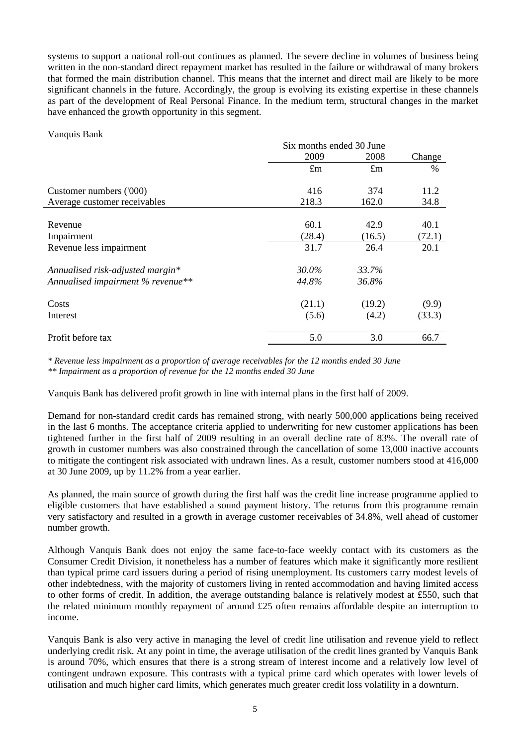systems to support a national roll-out continues as planned. The severe decline in volumes of business being written in the non-standard direct repayment market has resulted in the failure or withdrawal of many brokers that formed the main distribution channel. This means that the internet and direct mail are likely to be more significant channels in the future. Accordingly, the group is evolving its existing expertise in these channels as part of the development of Real Personal Finance. In the medium term, structural changes in the market have enhanced the growth opportunity in this segment.

Vanquis Bank

| | Six months ended 30 June | | |
|---|---|---|---|
| | 2009 | 2008 | Change |
| | £m | £m | % |
| Customer numbers ('000) | 416 | 374 | 11.2 |
| Average customer receivables | 218.3 | 162.0 | 34.8 |
| Revenue | 60.1 | 42.9 | 40.1 |
| Impairment | (28.4) | (16.5) | (72.1) |
| Revenue less impairment | 31.7 | 26.4 | 20.1 |
| *Annualised risk-adjusted margin** | *30.0%* | *33.7%* | |
| *Annualised impairment % revenue*** | *44.8%* | *36.8%* | |
| Costs | (21.1) | (19.2) | (9.9) |
| Interest | (5.6) | (4.2) | (33.3) |
| Profit before tax | 5.0 | 3.0 | 66.7 |

*\* Revenue less impairment as a proportion of average receivables for the 12 months ended 30 June*

*\*\* Impairment as a proportion of revenue for the 12 months ended 30 June*

Vanquis Bank has delivered profit growth in line with internal plans in the first half of 2009.

Demand for non-standard credit cards has remained strong, with nearly 500,000 applications being received in the last 6 months. The acceptance criteria applied to underwriting for new customer applications has been tightened further in the first half of 2009 resulting in an overall decline rate of 83%. The overall rate of growth in customer numbers was also constrained through the cancellation of some 13,000 inactive accounts to mitigate the contingent risk associated with undrawn lines. As a result, customer numbers stood at 416,000 at 30 June 2009, up by 11.2% from a year earlier.

As planned, the main source of growth during the first half was the credit line increase programme applied to eligible customers that have established a sound payment history. The returns from this programme remain very satisfactory and resulted in a growth in average customer receivables of 34.8%, well ahead of customer number growth.

Although Vanquis Bank does not enjoy the same face-to-face weekly contact with its customers as the Consumer Credit Division, it nonetheless has a number of features which make it significantly more resilient than typical prime card issuers during a period of rising unemployment. Its customers carry modest levels of other indebtedness, with the majority of customers living in rented accommodation and having limited access to other forms of credit. In addition, the average outstanding balance is relatively modest at £550, such that the related minimum monthly repayment of around £25 often remains affordable despite an interruption to income.

Vanquis Bank is also very active in managing the level of credit line utilisation and revenue yield to reflect underlying credit risk. At any point in time, the average utilisation of the credit lines granted by Vanquis Bank is around 70%, which ensures that there is a strong stream of interest income and a relatively low level of contingent undrawn exposure. This contrasts with a typical prime card which operates with lower levels of utilisation and much higher card limits, which generates much greater credit loss volatility in a downturn.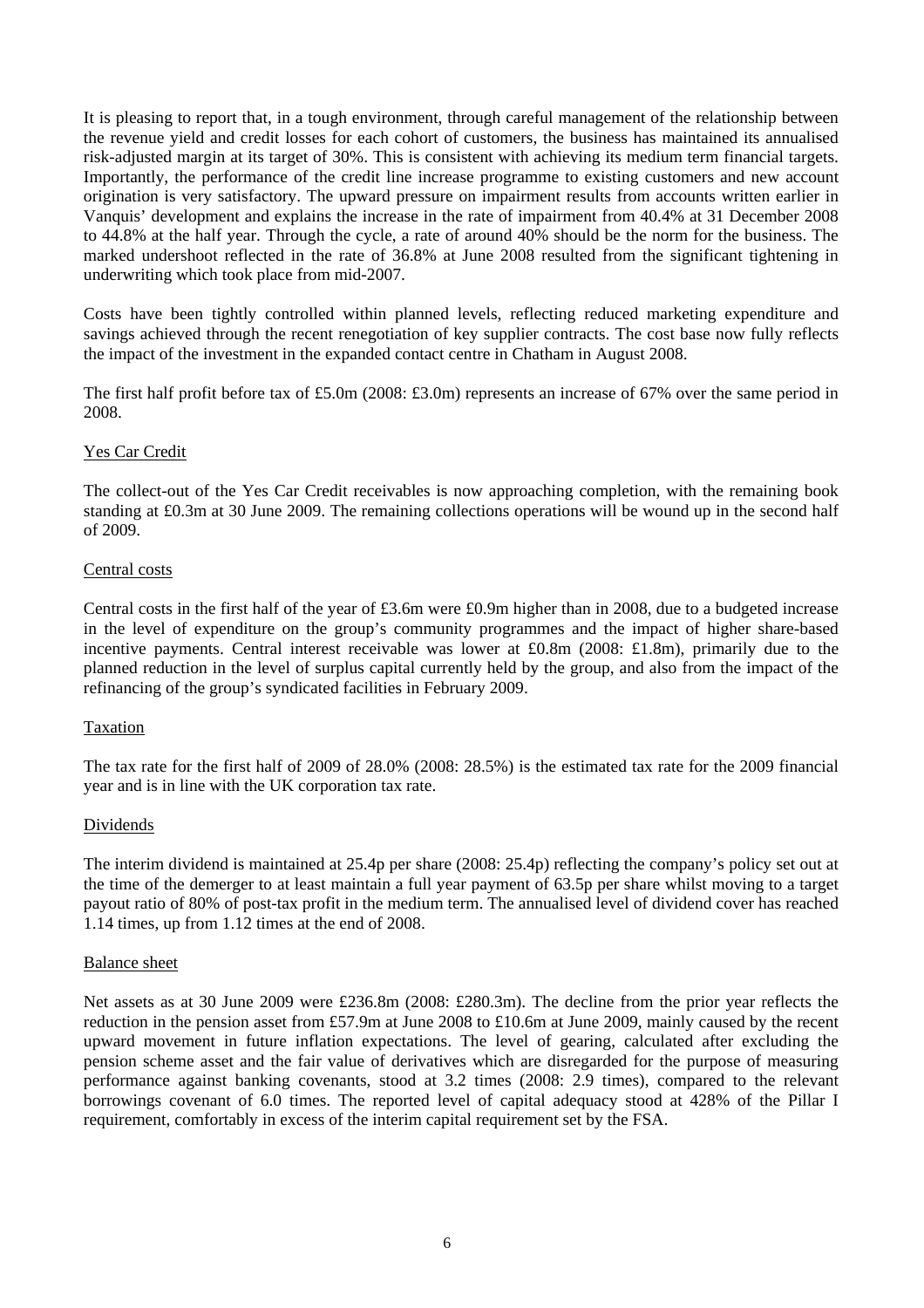It is pleasing to report that, in a tough environment, through careful management of the relationship between the revenue yield and credit losses for each cohort of customers, the business has maintained its annualised risk-adjusted margin at its target of 30%. This is consistent with achieving its medium term financial targets. Importantly, the performance of the credit line increase programme to existing customers and new account origination is very satisfactory. The upward pressure on impairment results from accounts written earlier in Vanquis' development and explains the increase in the rate of impairment from 40.4% at 31 December 2008 to 44.8% at the half year. Through the cycle, a rate of around 40% should be the norm for the business. The marked undershoot reflected in the rate of 36.8% at June 2008 resulted from the significant tightening in underwriting which took place from mid-2007.

Costs have been tightly controlled within planned levels, reflecting reduced marketing expenditure and savings achieved through the recent renegotiation of key supplier contracts. The cost base now fully reflects the impact of the investment in the expanded contact centre in Chatham in August 2008.

The first half profit before tax of £5.0m (2008: £3.0m) represents an increase of 67% over the same period in 2008.

## Yes Car Credit

The collect-out of the Yes Car Credit receivables is now approaching completion, with the remaining book standing at £0.3m at 30 June 2009. The remaining collections operations will be wound up in the second half of 2009.

## Central costs

Central costs in the first half of the year of £3.6m were £0.9m higher than in 2008, due to a budgeted increase in the level of expenditure on the group's community programmes and the impact of higher share-based incentive payments. Central interest receivable was lower at £0.8m (2008: £1.8m), primarily due to the planned reduction in the level of surplus capital currently held by the group, and also from the impact of the refinancing of the group's syndicated facilities in February 2009.

## Taxation

The tax rate for the first half of 2009 of 28.0% (2008: 28.5%) is the estimated tax rate for the 2009 financial year and is in line with the UK corporation tax rate.

## Dividends

The interim dividend is maintained at 25.4p per share (2008: 25.4p) reflecting the company's policy set out at the time of the demerger to at least maintain a full year payment of 63.5p per share whilst moving to a target payout ratio of 80% of post-tax profit in the medium term. The annualised level of dividend cover has reached 1.14 times, up from 1.12 times at the end of 2008.

## Balance sheet

Net assets as at 30 June 2009 were £236.8m (2008: £280.3m). The decline from the prior year reflects the reduction in the pension asset from £57.9m at June 2008 to £10.6m at June 2009, mainly caused by the recent upward movement in future inflation expectations. The level of gearing, calculated after excluding the pension scheme asset and the fair value of derivatives which are disregarded for the purpose of measuring performance against banking covenants, stood at 3.2 times (2008: 2.9 times), compared to the relevant borrowings covenant of 6.0 times. The reported level of capital adequacy stood at 428% of the Pillar I requirement, comfortably in excess of the interim capital requirement set by the FSA.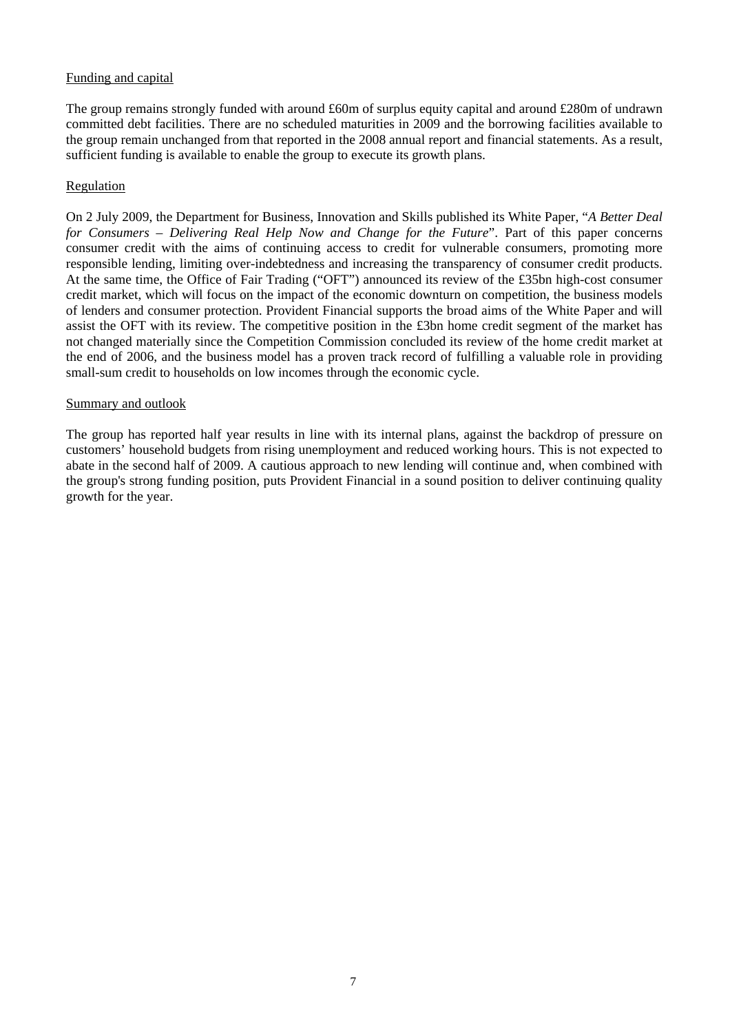## Funding and capital

The group remains strongly funded with around £60m of surplus equity capital and around £280m of undrawn committed debt facilities. There are no scheduled maturities in 2009 and the borrowing facilities available to the group remain unchanged from that reported in the 2008 annual report and financial statements. As a result, sufficient funding is available to enable the group to execute its growth plans.

## Regulation

On 2 July 2009, the Department for Business, Innovation and Skills published its White Paper, "*A Better Deal for Consumers – Delivering Real Help Now and Change for the Future*". Part of this paper concerns consumer credit with the aims of continuing access to credit for vulnerable consumers, promoting more responsible lending, limiting over-indebtedness and increasing the transparency of consumer credit products. At the same time, the Office of Fair Trading ("OFT") announced its review of the £35bn high-cost consumer credit market, which will focus on the impact of the economic downturn on competition, the business models of lenders and consumer protection. Provident Financial supports the broad aims of the White Paper and will assist the OFT with its review. The competitive position in the £3bn home credit segment of the market has not changed materially since the Competition Commission concluded its review of the home credit market at the end of 2006, and the business model has a proven track record of fulfilling a valuable role in providing small-sum credit to households on low incomes through the economic cycle.

## Summary and outlook

The group has reported half year results in line with its internal plans, against the backdrop of pressure on customers' household budgets from rising unemployment and reduced working hours. This is not expected to abate in the second half of 2009. A cautious approach to new lending will continue and, when combined with the group's strong funding position, puts Provident Financial in a sound position to deliver continuing quality growth for the year.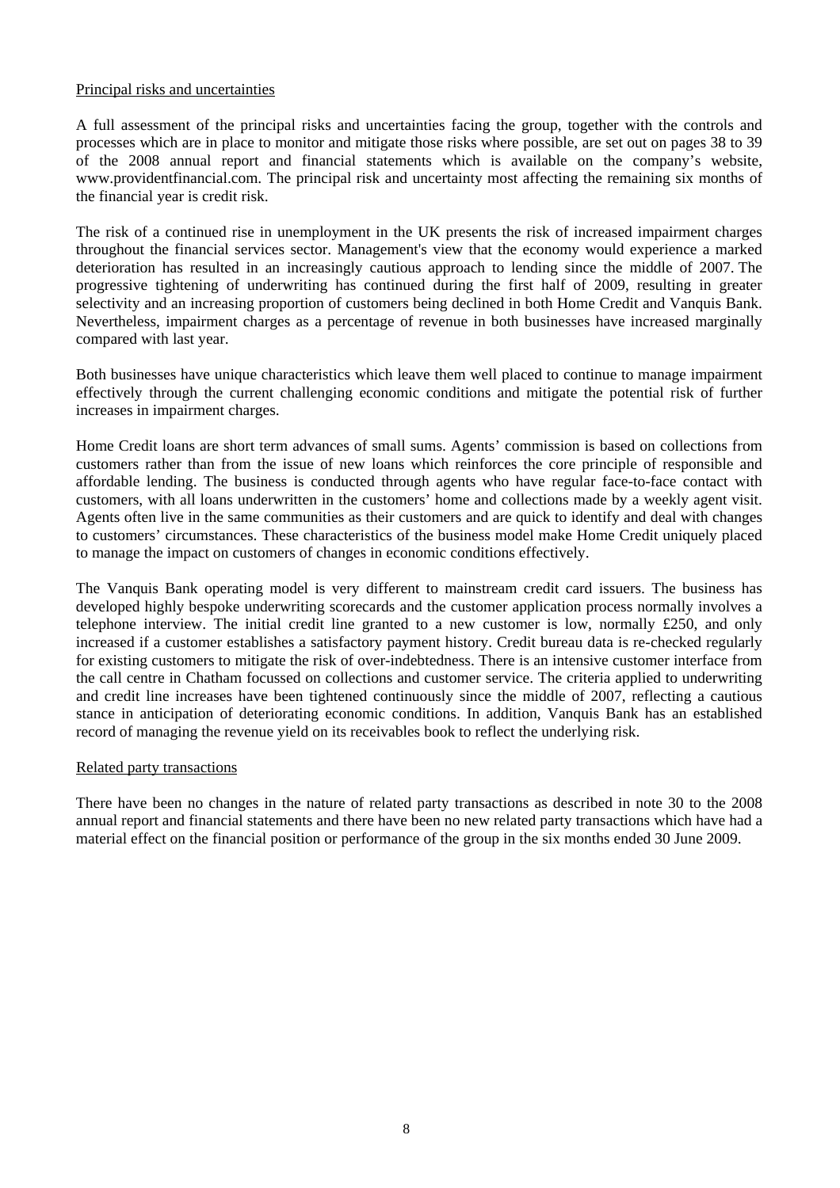## Principal risks and uncertainties

A full assessment of the principal risks and uncertainties facing the group, together with the controls and processes which are in place to monitor and mitigate those risks where possible, are set out on pages 38 to 39 of the 2008 annual report and financial statements which is available on the company's website, www.providentfinancial.com. The principal risk and uncertainty most affecting the remaining six months of the financial year is credit risk.

The risk of a continued rise in unemployment in the UK presents the risk of increased impairment charges throughout the financial services sector. Management's view that the economy would experience a marked deterioration has resulted in an increasingly cautious approach to lending since the middle of 2007. The progressive tightening of underwriting has continued during the first half of 2009, resulting in greater selectivity and an increasing proportion of customers being declined in both Home Credit and Vanquis Bank. Nevertheless, impairment charges as a percentage of revenue in both businesses have increased marginally compared with last year.

Both businesses have unique characteristics which leave them well placed to continue to manage impairment effectively through the current challenging economic conditions and mitigate the potential risk of further increases in impairment charges.

Home Credit loans are short term advances of small sums. Agents' commission is based on collections from customers rather than from the issue of new loans which reinforces the core principle of responsible and affordable lending. The business is conducted through agents who have regular face-to-face contact with customers, with all loans underwritten in the customers' home and collections made by a weekly agent visit. Agents often live in the same communities as their customers and are quick to identify and deal with changes to customers' circumstances. These characteristics of the business model make Home Credit uniquely placed to manage the impact on customers of changes in economic conditions effectively.

The Vanquis Bank operating model is very different to mainstream credit card issuers. The business has developed highly bespoke underwriting scorecards and the customer application process normally involves a telephone interview. The initial credit line granted to a new customer is low, normally £250, and only increased if a customer establishes a satisfactory payment history. Credit bureau data is re-checked regularly for existing customers to mitigate the risk of over-indebtedness. There is an intensive customer interface from the call centre in Chatham focussed on collections and customer service. The criteria applied to underwriting and credit line increases have been tightened continuously since the middle of 2007, reflecting a cautious stance in anticipation of deteriorating economic conditions. In addition, Vanquis Bank has an established record of managing the revenue yield on its receivables book to reflect the underlying risk.

## Related party transactions

There have been no changes in the nature of related party transactions as described in note 30 to the 2008 annual report and financial statements and there have been no new related party transactions which have had a material effect on the financial position or performance of the group in the six months ended 30 June 2009.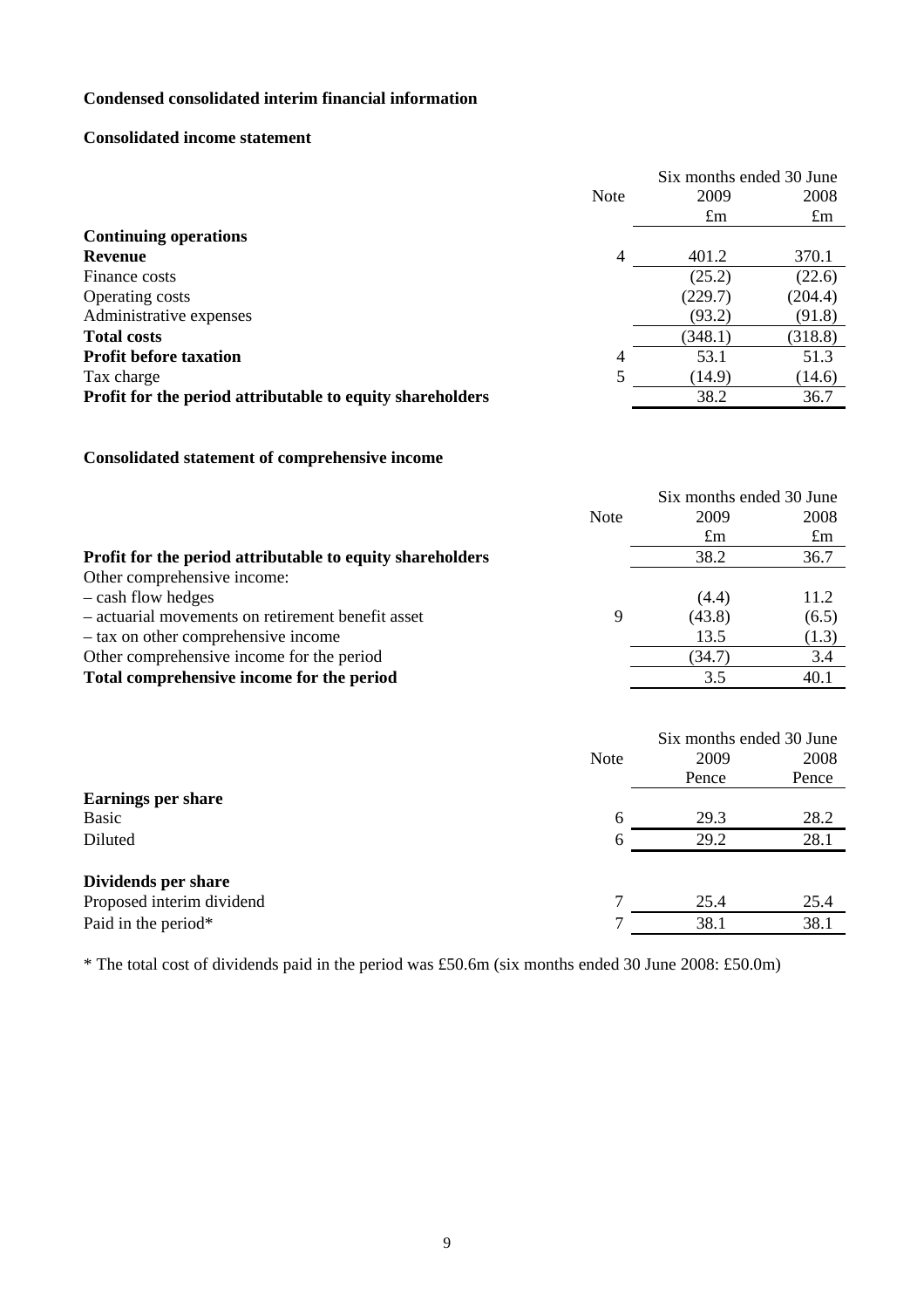**Condensed consolidated interim financial information**

**Consolidated income statement**

| | Note | Six months ended 30 June 2009 £m | Six months ended 30 June 2008 £m |
|---|---|---|---|
| **Continuing operations** | | | |
| **Revenue** | 4 | 401.2 | 370.1 |
| Finance costs | | (25.2) | (22.6) |
| Operating costs | | (229.7) | (204.4) |
| Administrative expenses | | (93.2) | (91.8) |
| **Total costs** | | (348.1) | (318.8) |
| **Profit before taxation** | 4 | 53.1 | 51.3 |
| Tax charge | 5 | (14.9) | (14.6) |
| **Profit for the period attributable to equity shareholders** | | 38.2 | 36.7 |

**Consolidated statement of comprehensive income**

| | Note | Six months ended 30 June 2009 £m | Six months ended 30 June 2008 £m |
|---|---|---|---|
| **Profit for the period attributable to equity shareholders** | | 38.2 | 36.7 |
| Other comprehensive income: | | | |
| – cash flow hedges | | (4.4) | 11.2 |
| – actuarial movements on retirement benefit asset | 9 | (43.8) | (6.5) |
| – tax on other comprehensive income | | 13.5 | (1.3) |
| Other comprehensive income for the period | | (34.7) | 3.4 |
| **Total comprehensive income for the period** | | 3.5 | 40.1 |

| | Note | Six months ended 30 June 2009 Pence | Six months ended 30 June 2008 Pence |
|---|---|---|---|
| **Earnings per share** | | | |
| Basic | 6 | 29.3 | 28.2 |
| Diluted | 6 | 29.2 | 28.1 |
| | | | |
| **Dividends per share** | | | |
| Proposed interim dividend | 7 | 25.4 | 25.4 |
| Paid in the period* | 7 | 38.1 | 38.1 |

* The total cost of dividends paid in the period was £50.6m (six months ended 30 June 2008: £50.0m)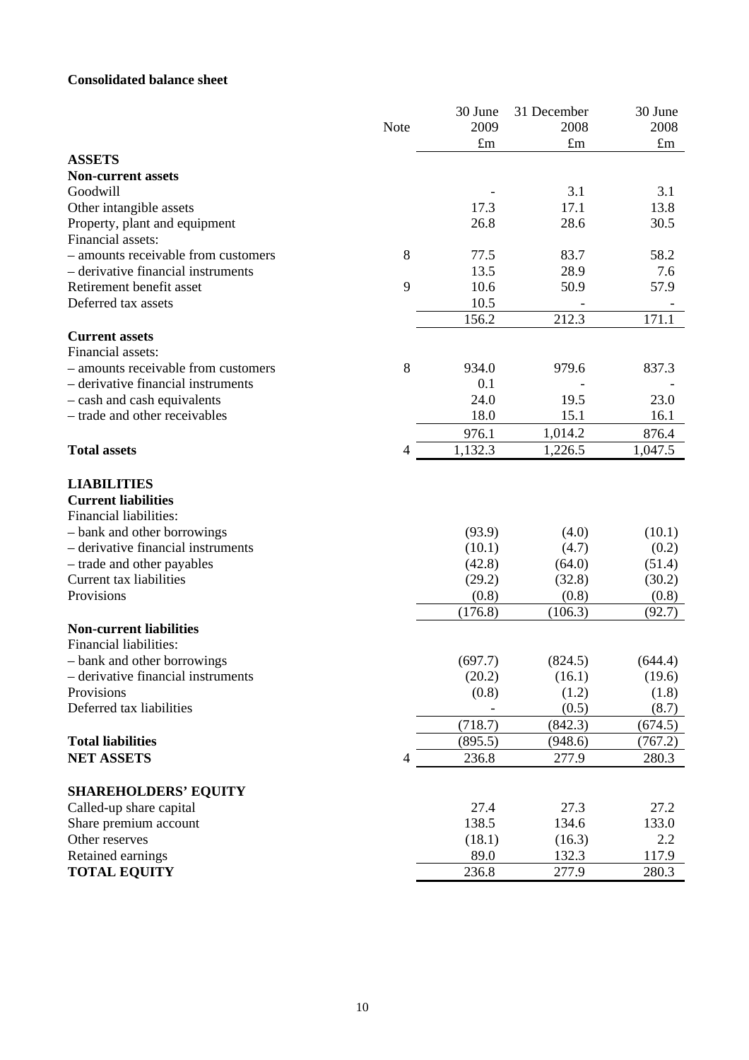## Consolidated balance sheet

| | Note | 30 June 2009 £m | 31 December 2008 £m | 30 June 2008 £m |
|---|---|---|---|---|
| **ASSETS** | | | | |
| **Non-current assets** | | | | |
| Goodwill | | - | 3.1 | 3.1 |
| Other intangible assets | | 17.3 | 17.1 | 13.8 |
| Property, plant and equipment | | 26.8 | 28.6 | 30.5 |
| Financial assets: | | | | |
| – amounts receivable from customers | 8 | 77.5 | 83.7 | 58.2 |
| – derivative financial instruments | | 13.5 | 28.9 | 7.6 |
| Retirement benefit asset | 9 | 10.6 | 50.9 | 57.9 |
| Deferred tax assets | | 10.5 | - | - |
| | | 156.2 | 212.3 | 171.1 |
| **Current assets** | | | | |
| Financial assets: | | | | |
| – amounts receivable from customers | 8 | 934.0 | 979.6 | 837.3 |
| – derivative financial instruments | | 0.1 | - | - |
| – cash and cash equivalents | | 24.0 | 19.5 | 23.0 |
| – trade and other receivables | | 18.0 | 15.1 | 16.1 |
| | | 976.1 | 1,014.2 | 876.4 |
| **Total assets** | 4 | 1,132.3 | 1,226.5 | 1,047.5 |
| **LIABILITIES** | | | | |
| **Current liabilities** | | | | |
| Financial liabilities: | | | | |
| – bank and other borrowings | | (93.9) | (4.0) | (10.1) |
| – derivative financial instruments | | (10.1) | (4.7) | (0.2) |
| – trade and other payables | | (42.8) | (64.0) | (51.4) |
| Current tax liabilities | | (29.2) | (32.8) | (30.2) |
| Provisions | | (0.8) | (0.8) | (0.8) |
| | | (176.8) | (106.3) | (92.7) |
| **Non-current liabilities** | | | | |
| Financial liabilities: | | | | |
| – bank and other borrowings | | (697.7) | (824.5) | (644.4) |
| – derivative financial instruments | | (20.2) | (16.1) | (19.6) |
| Provisions | | (0.8) | (1.2) | (1.8) |
| Deferred tax liabilities | | - | (0.5) | (8.7) |
| | | (718.7) | (842.3) | (674.5) |
| **Total liabilities** | | (895.5) | (948.6) | (767.2) |
| **NET ASSETS** | 4 | 236.8 | 277.9 | 280.3 |
| **SHAREHOLDERS' EQUITY** | | | | |
| Called-up share capital | | 27.4 | 27.3 | 27.2 |
| Share premium account | | 138.5 | 134.6 | 133.0 |
| Other reserves | | (18.1) | (16.3) | 2.2 |
| Retained earnings | | 89.0 | 132.3 | 117.9 |
| **TOTAL EQUITY** | | 236.8 | 277.9 | 280.3 |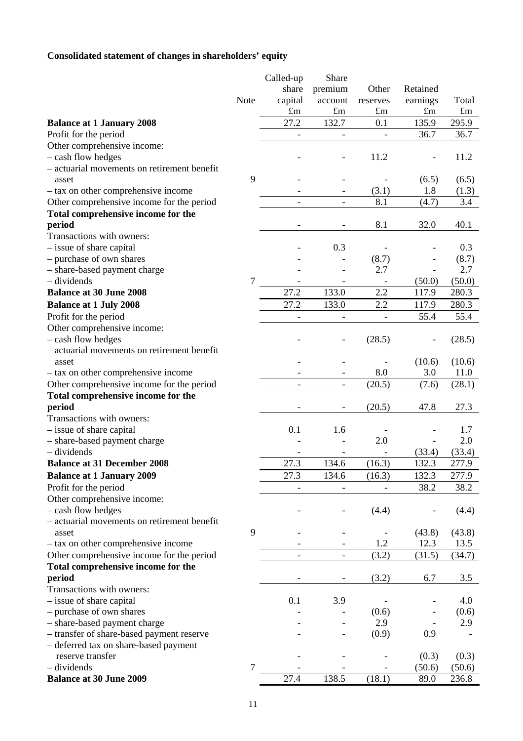**Consolidated statement of changes in shareholders' equity**

| | Note | Called-up share capital £m | Share premium account £m | Other reserves £m | Retained earnings £m | Total £m |
|---|---|---|---|---|---|---|
| **Balance at 1 January 2008** | | 27.2 | 132.7 | 0.1 | 135.9 | 295.9 |
| Profit for the period | | - | - | - | 36.7 | 36.7 |
| Other comprehensive income: | | | | | | |
| – cash flow hedges | | - | - | 11.2 | - | 11.2 |
| – actuarial movements on retirement benefit asset | 9 | - | - | - | (6.5) | (6.5) |
| – tax on other comprehensive income | | - | - | (3.1) | 1.8 | (1.3) |
| Other comprehensive income for the period | | - | - | 8.1 | (4.7) | 3.4 |
| **Total comprehensive income for the period** | | - | - | 8.1 | 32.0 | 40.1 |
| Transactions with owners: | | | | | | |
| – issue of share capital | | - | 0.3 | - | - | 0.3 |
| – purchase of own shares | | - | - | (8.7) | - | (8.7) |
| – share-based payment charge | | - | - | 2.7 | - | 2.7 |
| – dividends | 7 | - | - | - | (50.0) | (50.0) |
| **Balance at 30 June 2008** | | 27.2 | 133.0 | 2.2 | 117.9 | 280.3 |
| **Balance at 1 July 2008** | | 27.2 | 133.0 | 2.2 | 117.9 | 280.3 |
| Profit for the period | | - | - | - | 55.4 | 55.4 |
| Other comprehensive income: | | | | | | |
| – cash flow hedges | | - | - | (28.5) | - | (28.5) |
| – actuarial movements on retirement benefit asset | | - | - | - | (10.6) | (10.6) |
| – tax on other comprehensive income | | - | - | 8.0 | 3.0 | 11.0 |
| Other comprehensive income for the period | | - | - | (20.5) | (7.6) | (28.1) |
| **Total comprehensive income for the period** | | - | - | (20.5) | 47.8 | 27.3 |
| Transactions with owners: | | | | | | |
| – issue of share capital | | 0.1 | 1.6 | - | - | 1.7 |
| – share-based payment charge | | - | - | 2.0 | - | 2.0 |
| – dividends | | - | - | - | (33.4) | (33.4) |
| **Balance at 31 December 2008** | | 27.3 | 134.6 | (16.3) | 132.3 | 277.9 |
| **Balance at 1 January 2009** | | 27.3 | 134.6 | (16.3) | 132.3 | 277.9 |
| Profit for the period | | - | - | - | 38.2 | 38.2 |
| Other comprehensive income: | | | | | | |
| – cash flow hedges | | - | - | (4.4) | - | (4.4) |
| – actuarial movements on retirement benefit asset | 9 | - | - | - | (43.8) | (43.8) |
| – tax on other comprehensive income | | - | - | 1.2 | 12.3 | 13.5 |
| Other comprehensive income for the period | | - | - | (3.2) | (31.5) | (34.7) |
| **Total comprehensive income for the period** | | - | - | (3.2) | 6.7 | 3.5 |
| Transactions with owners: | | | | | | |
| – issue of share capital | | 0.1 | 3.9 | - | - | 4.0 |
| – purchase of own shares | | - | - | (0.6) | - | (0.6) |
| – share-based payment charge | | - | - | 2.9 | - | 2.9 |
| – transfer of share-based payment reserve | | - | - | (0.9) | 0.9 | - |
| – deferred tax on share-based payment reserve transfer | | - | - | - | (0.3) | (0.3) |
| – dividends | 7 | - | - | - | (50.6) | (50.6) |
| **Balance at 30 June 2009** | | 27.4 | 138.5 | (18.1) | 89.0 | 236.8 |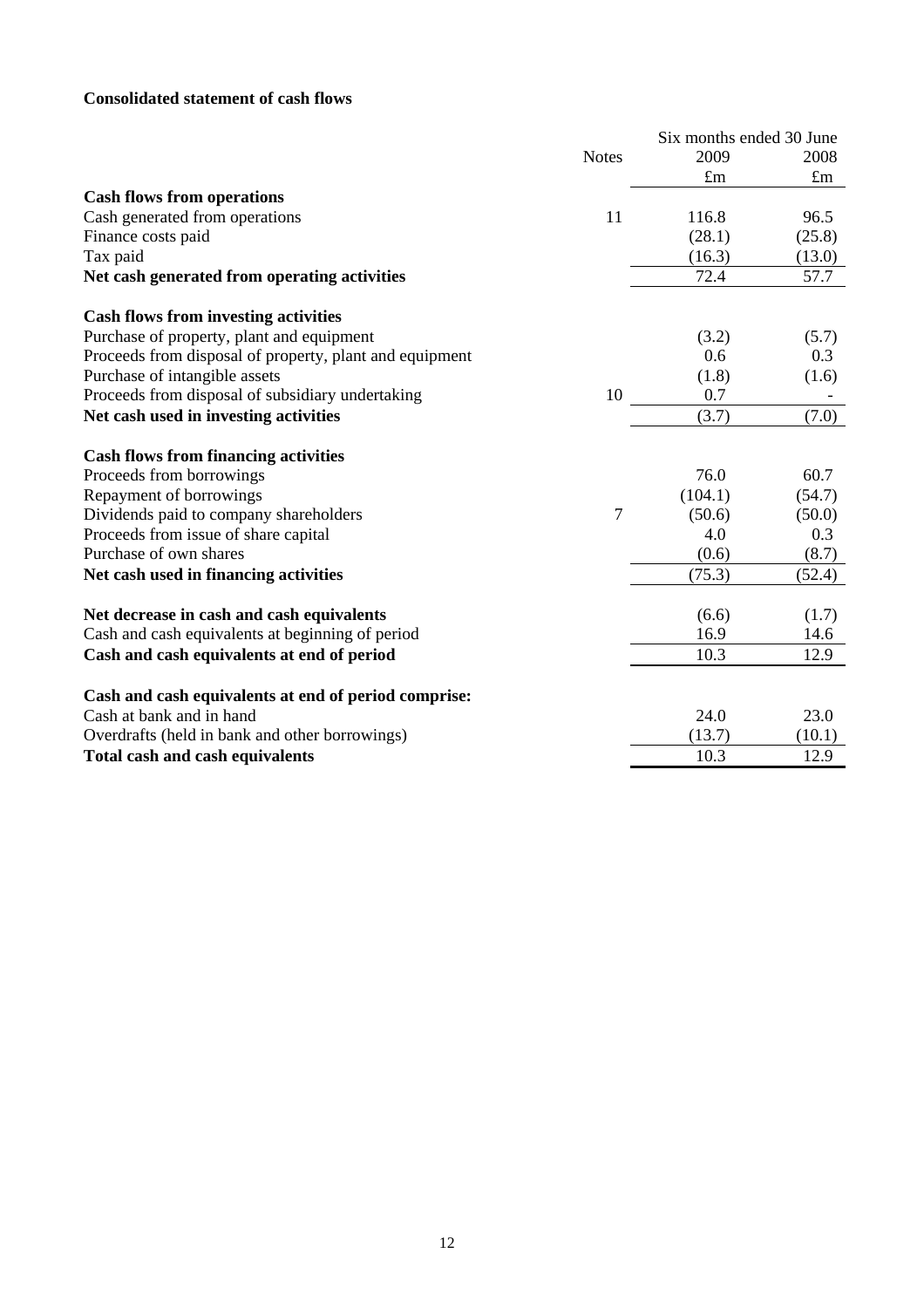**Consolidated statement of cash flows**

| | Notes | Six months ended 30 June 2009 £m | Six months ended 30 June 2008 £m |
|---|---|---|---|
| **Cash flows from operations** | | | |
| Cash generated from operations | 11 | 116.8 | 96.5 |
| Finance costs paid | | (28.1) | (25.8) |
| Tax paid | | (16.3) | (13.0) |
| **Net cash generated from operating activities** | | 72.4 | 57.7 |
| | | | |
| **Cash flows from investing activities** | | | |
| Purchase of property, plant and equipment | | (3.2) | (5.7) |
| Proceeds from disposal of property, plant and equipment | | 0.6 | 0.3 |
| Purchase of intangible assets | | (1.8) | (1.6) |
| Proceeds from disposal of subsidiary undertaking | 10 | 0.7 | - |
| **Net cash used in investing activities** | | (3.7) | (7.0) |
| | | | |
| **Cash flows from financing activities** | | | |
| Proceeds from borrowings | | 76.0 | 60.7 |
| Repayment of borrowings | | (104.1) | (54.7) |
| Dividends paid to company shareholders | 7 | (50.6) | (50.0) |
| Proceeds from issue of share capital | | 4.0 | 0.3 |
| Purchase of own shares | | (0.6) | (8.7) |
| **Net cash used in financing activities** | | (75.3) | (52.4) |
| | | | |
| **Net decrease in cash and cash equivalents** | | (6.6) | (1.7) |
| Cash and cash equivalents at beginning of period | | 16.9 | 14.6 |
| **Cash and cash equivalents at end of period** | | 10.3 | 12.9 |
| | | | |
| **Cash and cash equivalents at end of period comprise:** | | | |
| Cash at bank and in hand | | 24.0 | 23.0 |
| Overdrafts (held in bank and other borrowings) | | (13.7) | (10.1) |
| **Total cash and cash equivalents** | | 10.3 | 12.9 |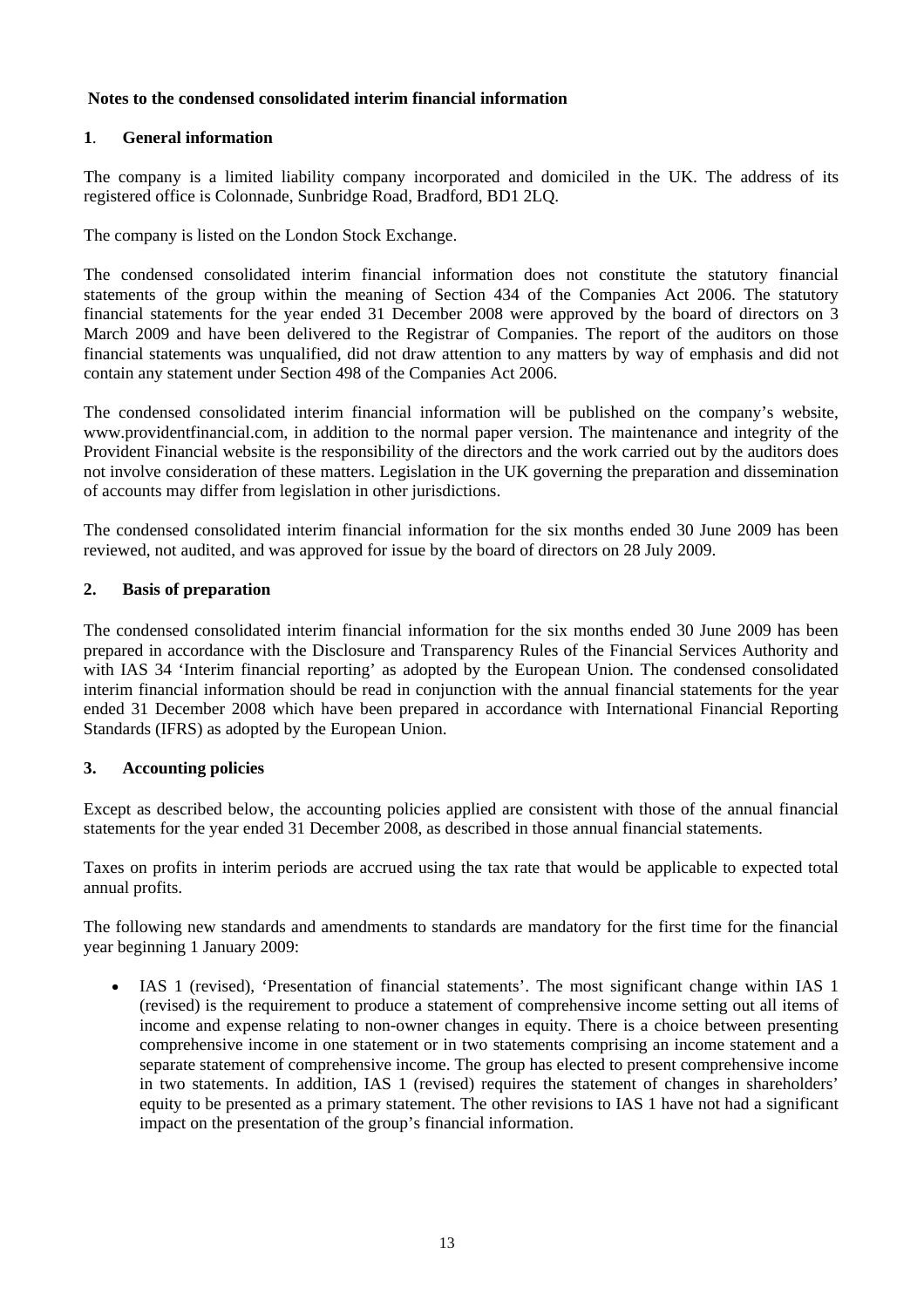## Notes to the condensed consolidated interim financial information

### 1. General information

The company is a limited liability company incorporated and domiciled in the UK. The address of its registered office is Colonnade, Sunbridge Road, Bradford, BD1 2LQ.

The company is listed on the London Stock Exchange.

The condensed consolidated interim financial information does not constitute the statutory financial statements of the group within the meaning of Section 434 of the Companies Act 2006. The statutory financial statements for the year ended 31 December 2008 were approved by the board of directors on 3 March 2009 and have been delivered to the Registrar of Companies. The report of the auditors on those financial statements was unqualified, did not draw attention to any matters by way of emphasis and did not contain any statement under Section 498 of the Companies Act 2006.

The condensed consolidated interim financial information will be published on the company's website, www.providentfinancial.com, in addition to the normal paper version. The maintenance and integrity of the Provident Financial website is the responsibility of the directors and the work carried out by the auditors does not involve consideration of these matters. Legislation in the UK governing the preparation and dissemination of accounts may differ from legislation in other jurisdictions.

The condensed consolidated interim financial information for the six months ended 30 June 2009 has been reviewed, not audited, and was approved for issue by the board of directors on 28 July 2009.

### 2. Basis of preparation

The condensed consolidated interim financial information for the six months ended 30 June 2009 has been prepared in accordance with the Disclosure and Transparency Rules of the Financial Services Authority and with IAS 34 'Interim financial reporting' as adopted by the European Union. The condensed consolidated interim financial information should be read in conjunction with the annual financial statements for the year ended 31 December 2008 which have been prepared in accordance with International Financial Reporting Standards (IFRS) as adopted by the European Union.

### 3. Accounting policies

Except as described below, the accounting policies applied are consistent with those of the annual financial statements for the year ended 31 December 2008, as described in those annual financial statements.

Taxes on profits in interim periods are accrued using the tax rate that would be applicable to expected total annual profits.

The following new standards and amendments to standards are mandatory for the first time for the financial year beginning 1 January 2009:

- IAS 1 (revised), 'Presentation of financial statements'. The most significant change within IAS 1 (revised) is the requirement to produce a statement of comprehensive income setting out all items of income and expense relating to non-owner changes in equity. There is a choice between presenting comprehensive income in one statement or in two statements comprising an income statement and a separate statement of comprehensive income. The group has elected to present comprehensive income in two statements. In addition, IAS 1 (revised) requires the statement of changes in shareholders' equity to be presented as a primary statement. The other revisions to IAS 1 have not had a significant impact on the presentation of the group's financial information.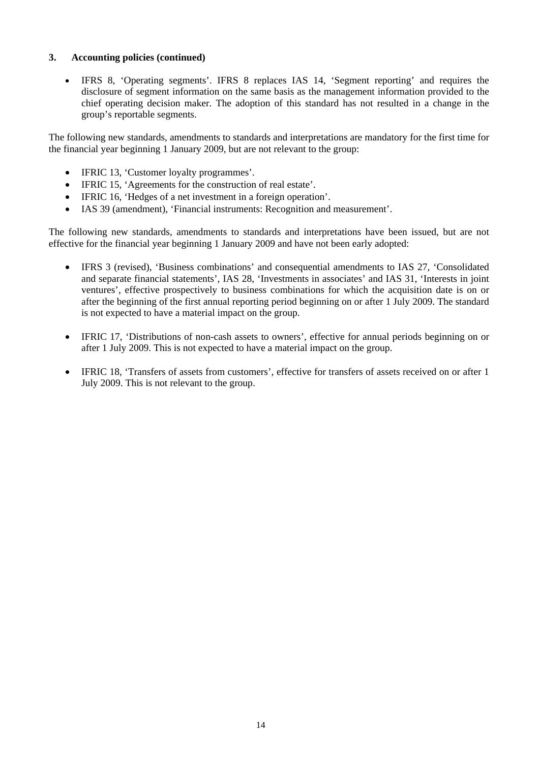### 3. Accounting policies (continued)

- IFRS 8, 'Operating segments'. IFRS 8 replaces IAS 14, 'Segment reporting' and requires the disclosure of segment information on the same basis as the management information provided to the chief operating decision maker. The adoption of this standard has not resulted in a change in the group's reportable segments.

The following new standards, amendments to standards and interpretations are mandatory for the first time for the financial year beginning 1 January 2009, but are not relevant to the group:

- IFRIC 13, 'Customer loyalty programmes'.
- IFRIC 15, 'Agreements for the construction of real estate'.
- IFRIC 16, 'Hedges of a net investment in a foreign operation'.
- IAS 39 (amendment), 'Financial instruments: Recognition and measurement'.

The following new standards, amendments to standards and interpretations have been issued, but are not effective for the financial year beginning 1 January 2009 and have not been early adopted:

- IFRS 3 (revised), 'Business combinations' and consequential amendments to IAS 27, 'Consolidated and separate financial statements', IAS 28, 'Investments in associates' and IAS 31, 'Interests in joint ventures', effective prospectively to business combinations for which the acquisition date is on or after the beginning of the first annual reporting period beginning on or after 1 July 2009. The standard is not expected to have a material impact on the group.

- IFRIC 17, 'Distributions of non-cash assets to owners', effective for annual periods beginning on or after 1 July 2009. This is not expected to have a material impact on the group.

- IFRIC 18, 'Transfers of assets from customers', effective for transfers of assets received on or after 1 July 2009. This is not relevant to the group.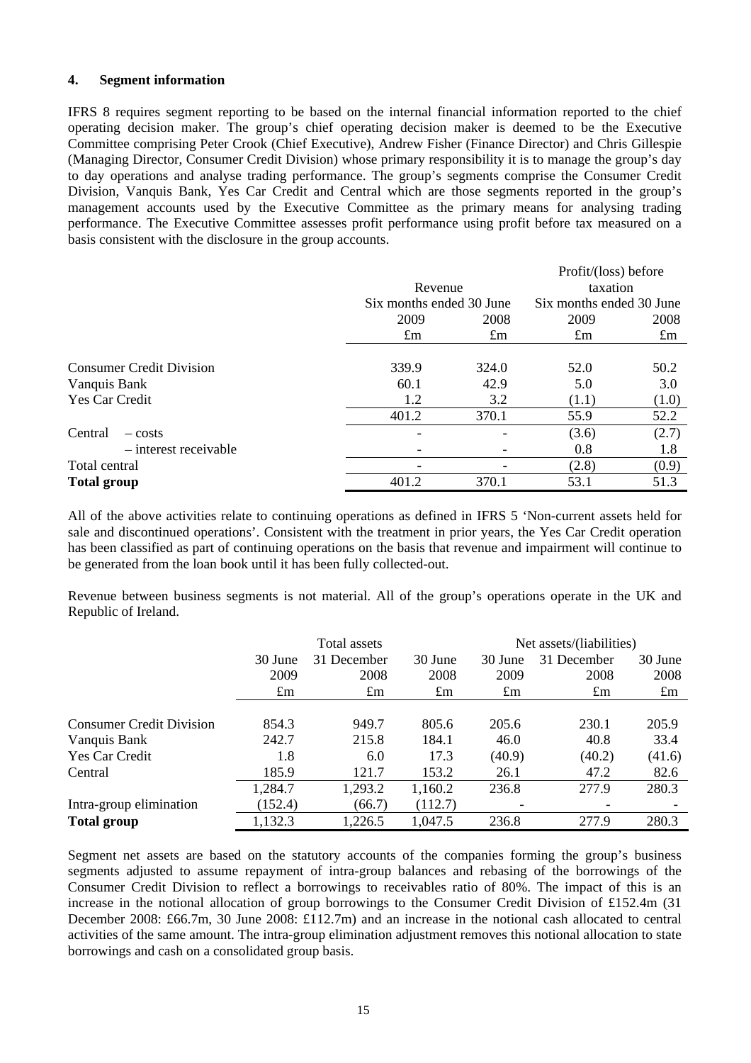## 4. Segment information

IFRS 8 requires segment reporting to be based on the internal financial information reported to the chief operating decision maker. The group's chief operating decision maker is deemed to be the Executive Committee comprising Peter Crook (Chief Executive), Andrew Fisher (Finance Director) and Chris Gillespie (Managing Director, Consumer Credit Division) whose primary responsibility it is to manage the group's day to day operations and analyse trading performance. The group's segments comprise the Consumer Credit Division, Vanquis Bank, Yes Car Credit and Central which are those segments reported in the group's management accounts used by the Executive Committee as the primary means for analysing trading performance. The Executive Committee assesses profit performance using profit before tax measured on a basis consistent with the disclosure in the group accounts.

| | Revenue | | Profit/(loss) before taxation | |
|---|---|---|---|---|
| | Six months ended 30 June | | Six months ended 30 June | |
| | 2009 | 2008 | 2009 | 2008 |
| | £m | £m | £m | £m |
| Consumer Credit Division | 339.9 | 324.0 | 52.0 | 50.2 |
| Vanquis Bank | 60.1 | 42.9 | 5.0 | 3.0 |
| Yes Car Credit | 1.2 | 3.2 | (1.1) | (1.0) |
| | 401.2 | 370.1 | 55.9 | 52.2 |
| Central – costs | - | - | (3.6) | (2.7) |
| – interest receivable | - | - | 0.8 | 1.8 |
| Total central | - | - | (2.8) | (0.9) |
| **Total group** | 401.2 | 370.1 | 53.1 | 51.3 |

All of the above activities relate to continuing operations as defined in IFRS 5 'Non-current assets held for sale and discontinued operations'. Consistent with the treatment in prior years, the Yes Car Credit operation has been classified as part of continuing operations on the basis that revenue and impairment will continue to be generated from the loan book until it has been fully collected-out.

Revenue between business segments is not material. All of the group's operations operate in the UK and Republic of Ireland.

| | Total assets | | | Net assets/(liabilities) | | |
|---|---|---|---|---|---|---|
| | 30 June 2009 | 31 December 2008 | 30 June 2008 | 30 June 2009 | 31 December 2008 | 30 June 2008 |
| | £m | £m | £m | £m | £m | £m |
| Consumer Credit Division | 854.3 | 949.7 | 805.6 | 205.6 | 230.1 | 205.9 |
| Vanquis Bank | 242.7 | 215.8 | 184.1 | 46.0 | 40.8 | 33.4 |
| Yes Car Credit | 1.8 | 6.0 | 17.3 | (40.9) | (40.2) | (41.6) |
| Central | 185.9 | 121.7 | 153.2 | 26.1 | 47.2 | 82.6 |
| | 1,284.7 | 1,293.2 | 1,160.2 | 236.8 | 277.9 | 280.3 |
| Intra-group elimination | (152.4) | (66.7) | (112.7) | - | - | - |
| **Total group** | 1,132.3 | 1,226.5 | 1,047.5 | 236.8 | 277.9 | 280.3 |

Segment net assets are based on the statutory accounts of the companies forming the group's business segments adjusted to assume repayment of intra-group balances and rebasing of the borrowings of the Consumer Credit Division to reflect a borrowings to receivables ratio of 80%. The impact of this is an increase in the notional allocation of group borrowings to the Consumer Credit Division of £152.4m (31 December 2008: £66.7m, 30 June 2008: £112.7m) and an increase in the notional cash allocated to central activities of the same amount. The intra-group elimination adjustment removes this notional allocation to state borrowings and cash on a consolidated group basis.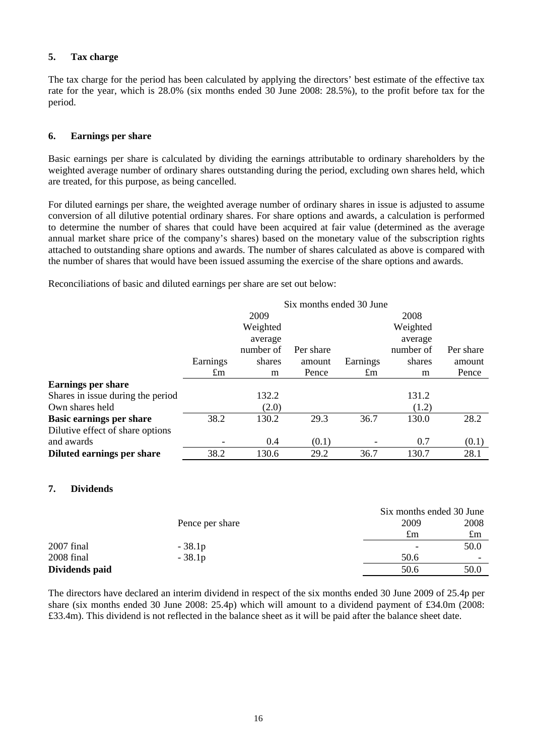## 5. Tax charge

The tax charge for the period has been calculated by applying the directors' best estimate of the effective tax rate for the year, which is 28.0% (six months ended 30 June 2008: 28.5%), to the profit before tax for the period.

## 6. Earnings per share

Basic earnings per share is calculated by dividing the earnings attributable to ordinary shareholders by the weighted average number of ordinary shares outstanding during the period, excluding own shares held, which are treated, for this purpose, as being cancelled.

For diluted earnings per share, the weighted average number of ordinary shares in issue is adjusted to assume conversion of all dilutive potential ordinary shares. For share options and awards, a calculation is performed to determine the number of shares that could have been acquired at fair value (determined as the average annual market share price of the company's shares) based on the monetary value of the subscription rights attached to outstanding share options and awards. The number of shares calculated as above is compared with the number of shares that would have been issued assuming the exercise of the share options and awards.

Reconciliations of basic and diluted earnings per share are set out below:

| | Six months ended 30 June | | | | | |
|---|---|---|---|---|---|---|
| | | 2009 | | | 2008 | |
| | Earnings £m | Weighted average number of shares m | Per share amount Pence | Earnings £m | Weighted average number of shares m | Per share amount Pence |
| **Earnings per share** | | | | | | |
| Shares in issue during the period | | 132.2 | | | 131.2 | |
| Own shares held | | (2.0) | | | (1.2) | |
| **Basic earnings per share** | 38.2 | 130.2 | 29.3 | 36.7 | 130.0 | 28.2 |
| Dilutive effect of share options and awards | - | 0.4 | (0.1) | - | 0.7 | (0.1) |
| **Diluted earnings per share** | 38.2 | 130.6 | 29.2 | 36.7 | 130.7 | 28.1 |

## 7. Dividends

| | | Six months ended 30 June | |
|---|---|---|---|
| | Pence per share | 2009 £m | 2008 £m |
| 2007 final | - 38.1p | - | 50.0 |
| 2008 final | - 38.1p | 50.6 | - |
| **Dividends paid** | | 50.6 | 50.0 |

The directors have declared an interim dividend in respect of the six months ended 30 June 2009 of 25.4p per share (six months ended 30 June 2008: 25.4p) which will amount to a dividend payment of £34.0m (2008: £33.4m). This dividend is not reflected in the balance sheet as it will be paid after the balance sheet date.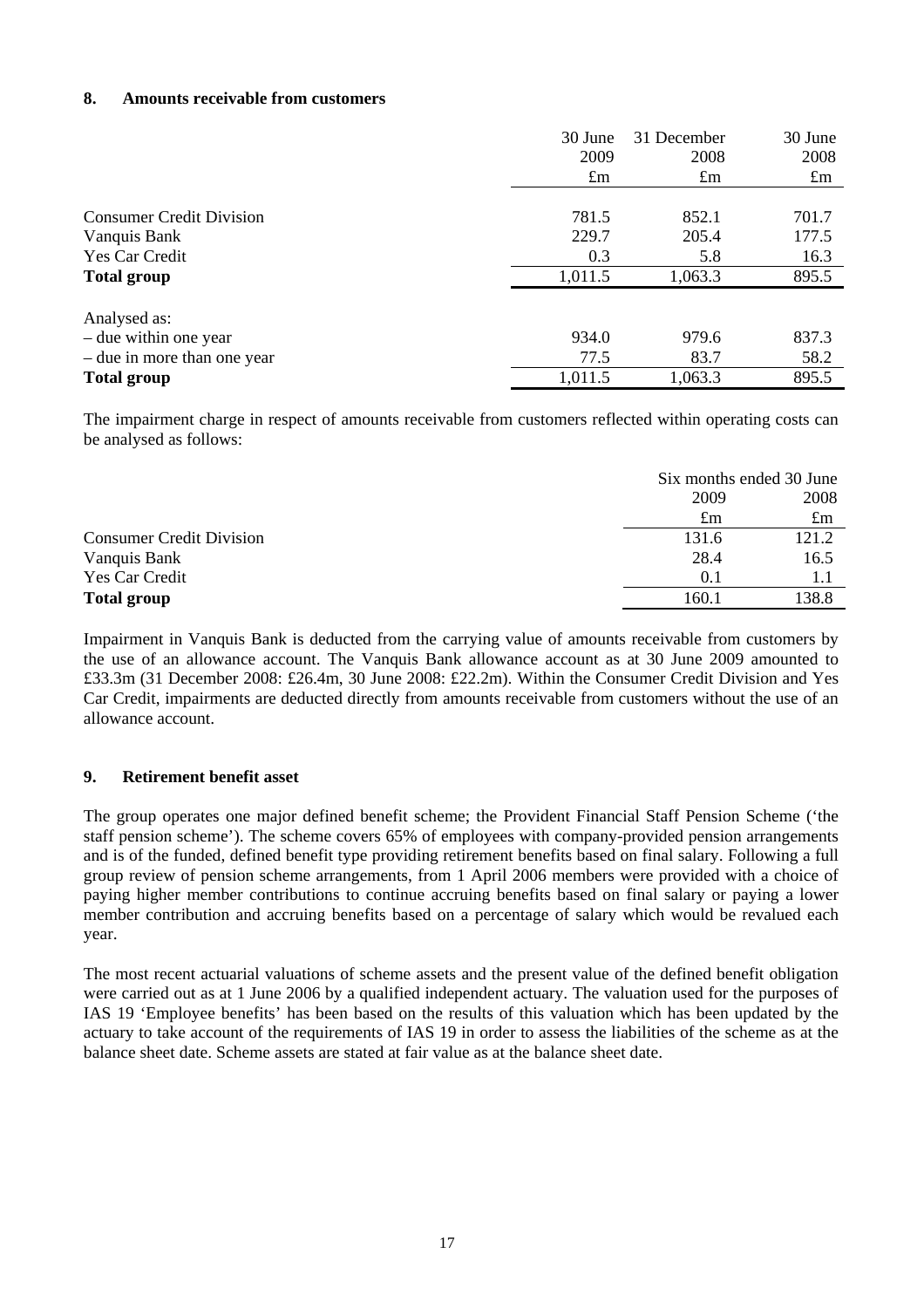## 8. Amounts receivable from customers

| | 30 June 2009 £m | 31 December 2008 £m | 30 June 2008 £m |
|---|---|---|---|
| Consumer Credit Division | 781.5 | 852.1 | 701.7 |
| Vanquis Bank | 229.7 | 205.4 | 177.5 |
| Yes Car Credit | 0.3 | 5.8 | 16.3 |
| **Total group** | 1,011.5 | 1,063.3 | 895.5 |
| Analysed as: | | | |
| – due within one year | 934.0 | 979.6 | 837.3 |
| – due in more than one year | 77.5 | 83.7 | 58.2 |
| **Total group** | 1,011.5 | 1,063.3 | 895.5 |

The impairment charge in respect of amounts receivable from customers reflected within operating costs can be analysed as follows:

| | Six months ended 30 June | |
|---|---|---|
| | 2009 £m | 2008 £m |
| Consumer Credit Division | 131.6 | 121.2 |
| Vanquis Bank | 28.4 | 16.5 |
| Yes Car Credit | 0.1 | 1.1 |
| **Total group** | 160.1 | 138.8 |

Impairment in Vanquis Bank is deducted from the carrying value of amounts receivable from customers by the use of an allowance account. The Vanquis Bank allowance account as at 30 June 2009 amounted to £33.3m (31 December 2008: £26.4m, 30 June 2008: £22.2m). Within the Consumer Credit Division and Yes Car Credit, impairments are deducted directly from amounts receivable from customers without the use of an allowance account.

## 9. Retirement benefit asset

The group operates one major defined benefit scheme; the Provident Financial Staff Pension Scheme ('the staff pension scheme'). The scheme covers 65% of employees with company-provided pension arrangements and is of the funded, defined benefit type providing retirement benefits based on final salary. Following a full group review of pension scheme arrangements, from 1 April 2006 members were provided with a choice of paying higher member contributions to continue accruing benefits based on final salary or paying a lower member contribution and accruing benefits based on a percentage of salary which would be revalued each year.

The most recent actuarial valuations of scheme assets and the present value of the defined benefit obligation were carried out as at 1 June 2006 by a qualified independent actuary. The valuation used for the purposes of IAS 19 'Employee benefits' has been based on the results of this valuation which has been updated by the actuary to take account of the requirements of IAS 19 in order to assess the liabilities of the scheme as at the balance sheet date. Scheme assets are stated at fair value as at the balance sheet date.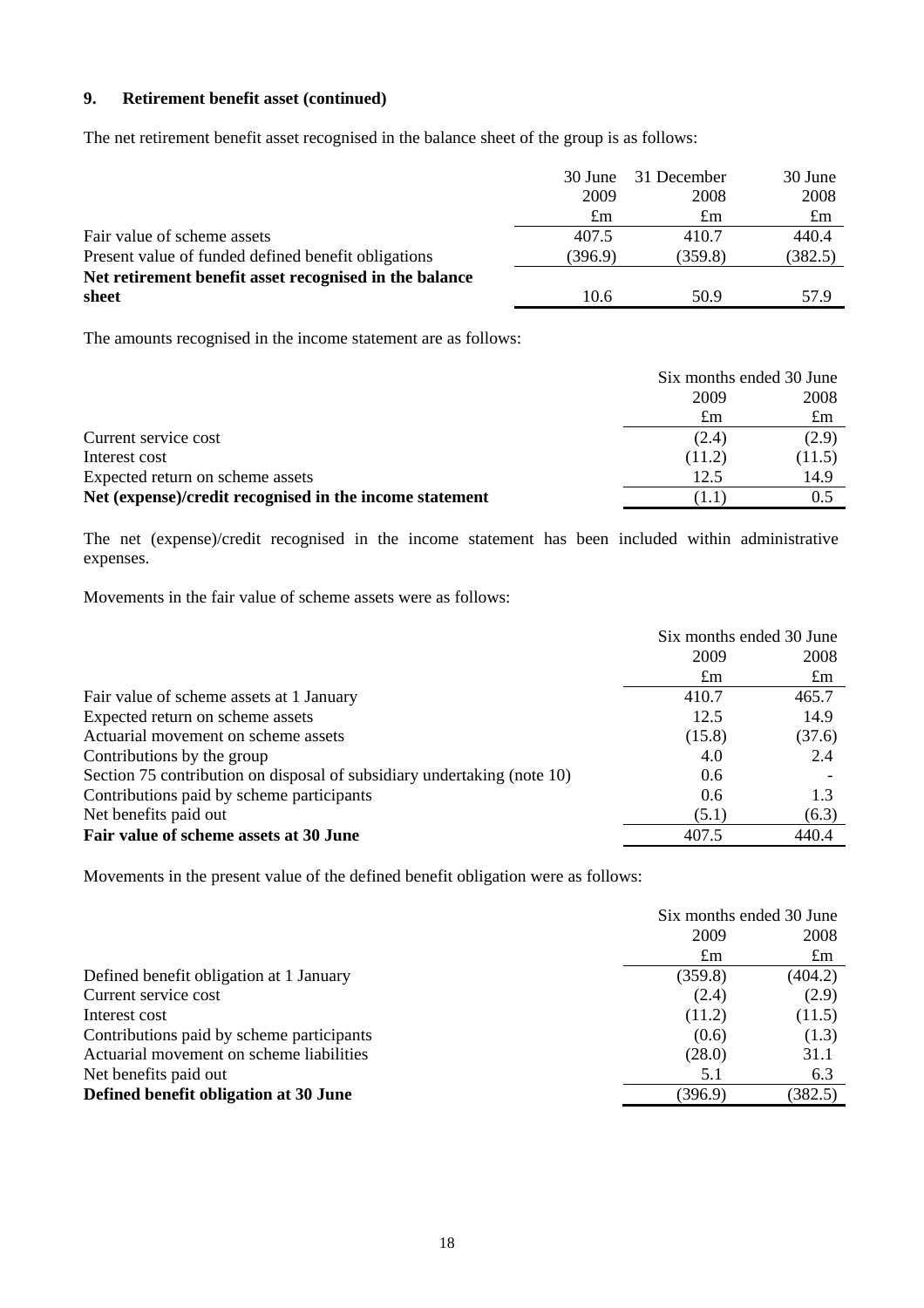## 9. Retirement benefit asset (continued)

The net retirement benefit asset recognised in the balance sheet of the group is as follows:

| | 30 June 2009 | 31 December 2008 | 30 June 2008 |
|---|---|---|---|
| | £m | £m | £m |
| Fair value of scheme assets | 407.5 | 410.7 | 440.4 |
| Present value of funded defined benefit obligations | (396.9) | (359.8) | (382.5) |
| **Net retirement benefit asset recognised in the balance sheet** | 10.6 | 50.9 | 57.9 |

The amounts recognised in the income statement are as follows:

| | Six months ended 30 June | |
|---|---|---|
| | 2009 | 2008 |
| | £m | £m |
| Current service cost | (2.4) | (2.9) |
| Interest cost | (11.2) | (11.5) |
| Expected return on scheme assets | 12.5 | 14.9 |
| **Net (expense)/credit recognised in the income statement** | (1.1) | 0.5 |

The net (expense)/credit recognised in the income statement has been included within administrative expenses.

Movements in the fair value of scheme assets were as follows:

| | Six months ended 30 June | |
|---|---|---|
| | 2009 | 2008 |
| | £m | £m |
| Fair value of scheme assets at 1 January | 410.7 | 465.7 |
| Expected return on scheme assets | 12.5 | 14.9 |
| Actuarial movement on scheme assets | (15.8) | (37.6) |
| Contributions by the group | 4.0 | 2.4 |
| Section 75 contribution on disposal of subsidiary undertaking (note 10) | 0.6 | - |
| Contributions paid by scheme participants | 0.6 | 1.3 |
| Net benefits paid out | (5.1) | (6.3) |
| **Fair value of scheme assets at 30 June** | 407.5 | 440.4 |

Movements in the present value of the defined benefit obligation were as follows:

| | Six months ended 30 June | |
|---|---|---|
| | 2009 | 2008 |
| | £m | £m |
| Defined benefit obligation at 1 January | (359.8) | (404.2) |
| Current service cost | (2.4) | (2.9) |
| Interest cost | (11.2) | (11.5) |
| Contributions paid by scheme participants | (0.6) | (1.3) |
| Actuarial movement on scheme liabilities | (28.0) | 31.1 |
| Net benefits paid out | 5.1 | 6.3 |
| **Defined benefit obligation at 30 June** | (396.9) | (382.5) |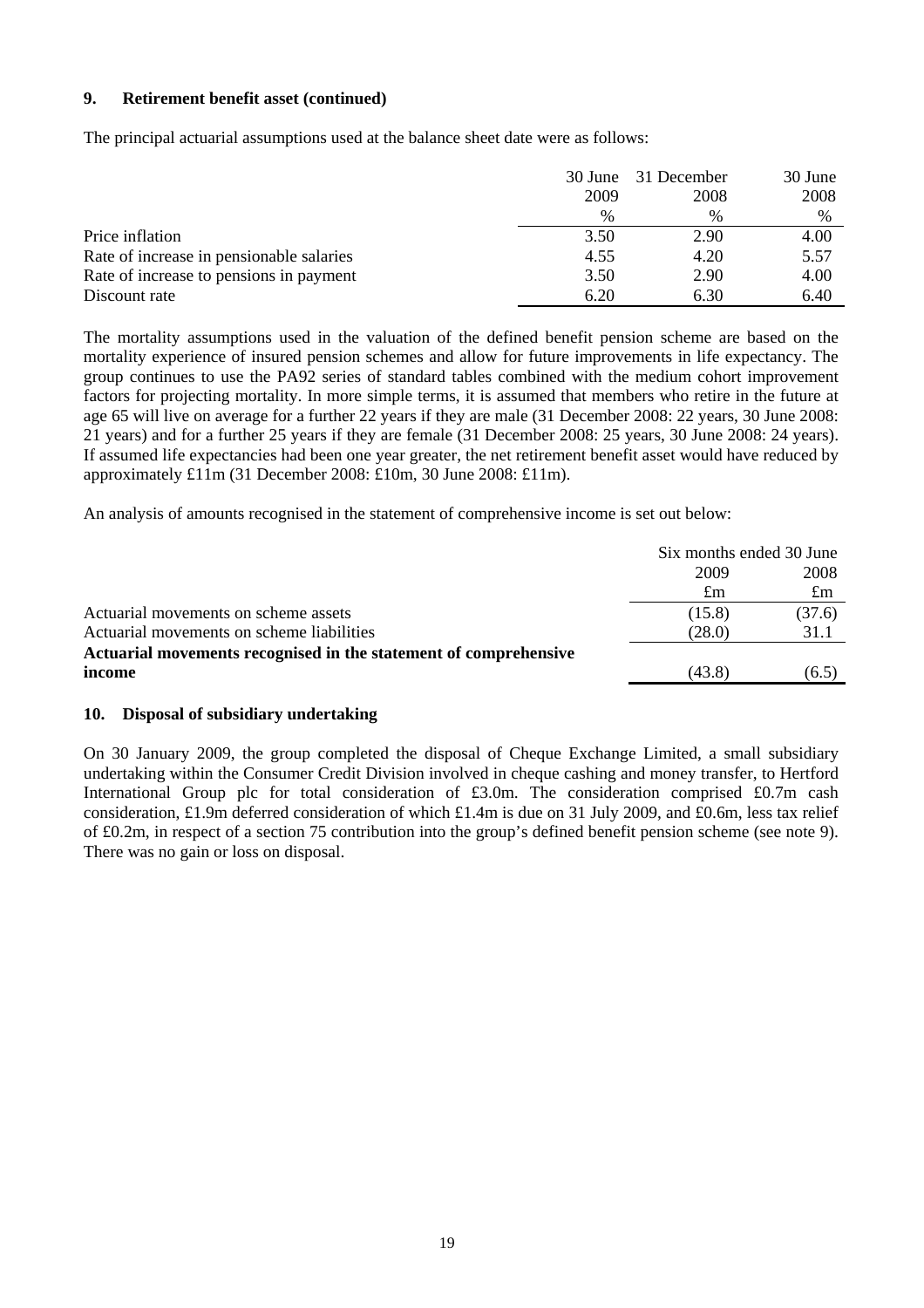## 9. Retirement benefit asset (continued)

The principal actuarial assumptions used at the balance sheet date were as follows:

| | 30 June 2009 | 31 December 2008 | 30 June 2008 |
|---|---|---|---|
| | % | % | % |
| Price inflation | 3.50 | 2.90 | 4.00 |
| Rate of increase in pensionable salaries | 4.55 | 4.20 | 5.57 |
| Rate of increase to pensions in payment | 3.50 | 2.90 | 4.00 |
| Discount rate | 6.20 | 6.30 | 6.40 |

The mortality assumptions used in the valuation of the defined benefit pension scheme are based on the mortality experience of insured pension schemes and allow for future improvements in life expectancy. The group continues to use the PA92 series of standard tables combined with the medium cohort improvement factors for projecting mortality. In more simple terms, it is assumed that members who retire in the future at age 65 will live on average for a further 22 years if they are male (31 December 2008: 22 years, 30 June 2008: 21 years) and for a further 25 years if they are female (31 December 2008: 25 years, 30 June 2008: 24 years). If assumed life expectancies had been one year greater, the net retirement benefit asset would have reduced by approximately £11m (31 December 2008: £10m, 30 June 2008: £11m).

An analysis of amounts recognised in the statement of comprehensive income is set out below:

| | Six months ended 30 June | |
|---|---|---|
| | 2009 | 2008 |
| | £m | £m |
| Actuarial movements on scheme assets | (15.8) | (37.6) |
| Actuarial movements on scheme liabilities | (28.0) | 31.1 |
| **Actuarial movements recognised in the statement of comprehensive income** | (43.8) | (6.5) |

## 10. Disposal of subsidiary undertaking

On 30 January 2009, the group completed the disposal of Cheque Exchange Limited, a small subsidiary undertaking within the Consumer Credit Division involved in cheque cashing and money transfer, to Hertford International Group plc for total consideration of £3.0m. The consideration comprised £0.7m cash consideration, £1.9m deferred consideration of which £1.4m is due on 31 July 2009, and £0.6m, less tax relief of £0.2m, in respect of a section 75 contribution into the group's defined benefit pension scheme (see note 9). There was no gain or loss on disposal.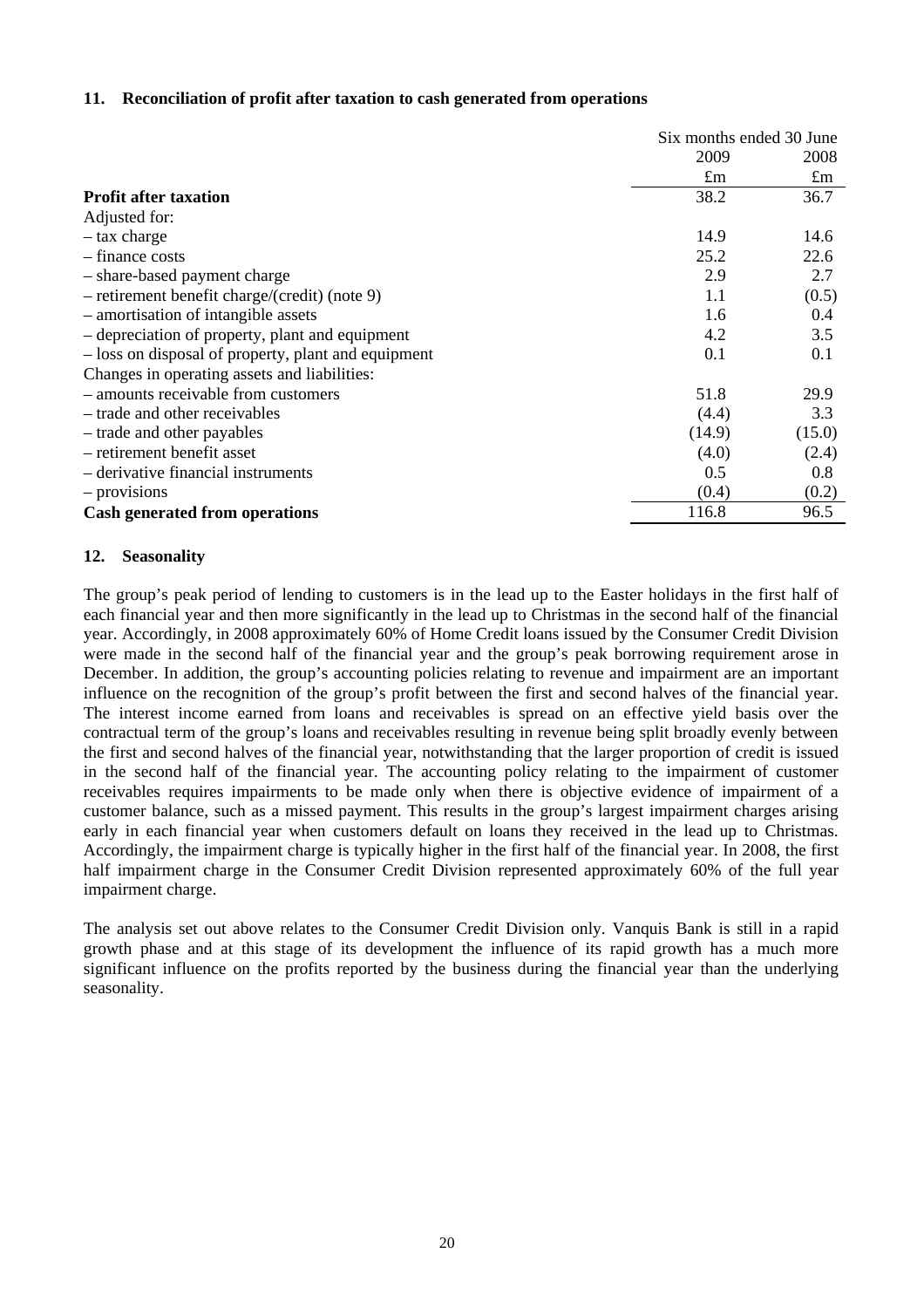### 11. Reconciliation of profit after taxation to cash generated from operations

| | Six months ended 30 June | |
|---|---|---|
| | 2009 | 2008 |
| | £m | £m |
| **Profit after taxation** | 38.2 | 36.7 |
| Adjusted for: | | |
| – tax charge | 14.9 | 14.6 |
| – finance costs | 25.2 | 22.6 |
| – share-based payment charge | 2.9 | 2.7 |
| – retirement benefit charge/(credit) (note 9) | 1.1 | (0.5) |
| – amortisation of intangible assets | 1.6 | 0.4 |
| – depreciation of property, plant and equipment | 4.2 | 3.5 |
| – loss on disposal of property, plant and equipment | 0.1 | 0.1 |
| Changes in operating assets and liabilities: | | |
| – amounts receivable from customers | 51.8 | 29.9 |
| – trade and other receivables | (4.4) | 3.3 |
| – trade and other payables | (14.9) | (15.0) |
| – retirement benefit asset | (4.0) | (2.4) |
| – derivative financial instruments | 0.5 | 0.8 |
| – provisions | (0.4) | (0.2) |
| **Cash generated from operations** | 116.8 | 96.5 |

### 12. Seasonality

The group's peak period of lending to customers is in the lead up to the Easter holidays in the first half of each financial year and then more significantly in the lead up to Christmas in the second half of the financial year. Accordingly, in 2008 approximately 60% of Home Credit loans issued by the Consumer Credit Division were made in the second half of the financial year and the group's peak borrowing requirement arose in December. In addition, the group's accounting policies relating to revenue and impairment are an important influence on the recognition of the group's profit between the first and second halves of the financial year. The interest income earned from loans and receivables is spread on an effective yield basis over the contractual term of the group's loans and receivables resulting in revenue being split broadly evenly between the first and second halves of the financial year, notwithstanding that the larger proportion of credit is issued in the second half of the financial year. The accounting policy relating to the impairment of customer receivables requires impairments to be made only when there is objective evidence of impairment of a customer balance, such as a missed payment. This results in the group's largest impairment charges arising early in each financial year when customers default on loans they received in the lead up to Christmas. Accordingly, the impairment charge is typically higher in the first half of the financial year. In 2008, the first half impairment charge in the Consumer Credit Division represented approximately 60% of the full year impairment charge.

The analysis set out above relates to the Consumer Credit Division only. Vanquis Bank is still in a rapid growth phase and at this stage of its development the influence of its rapid growth has a much more significant influence on the profits reported by the business during the financial year than the underlying seasonality.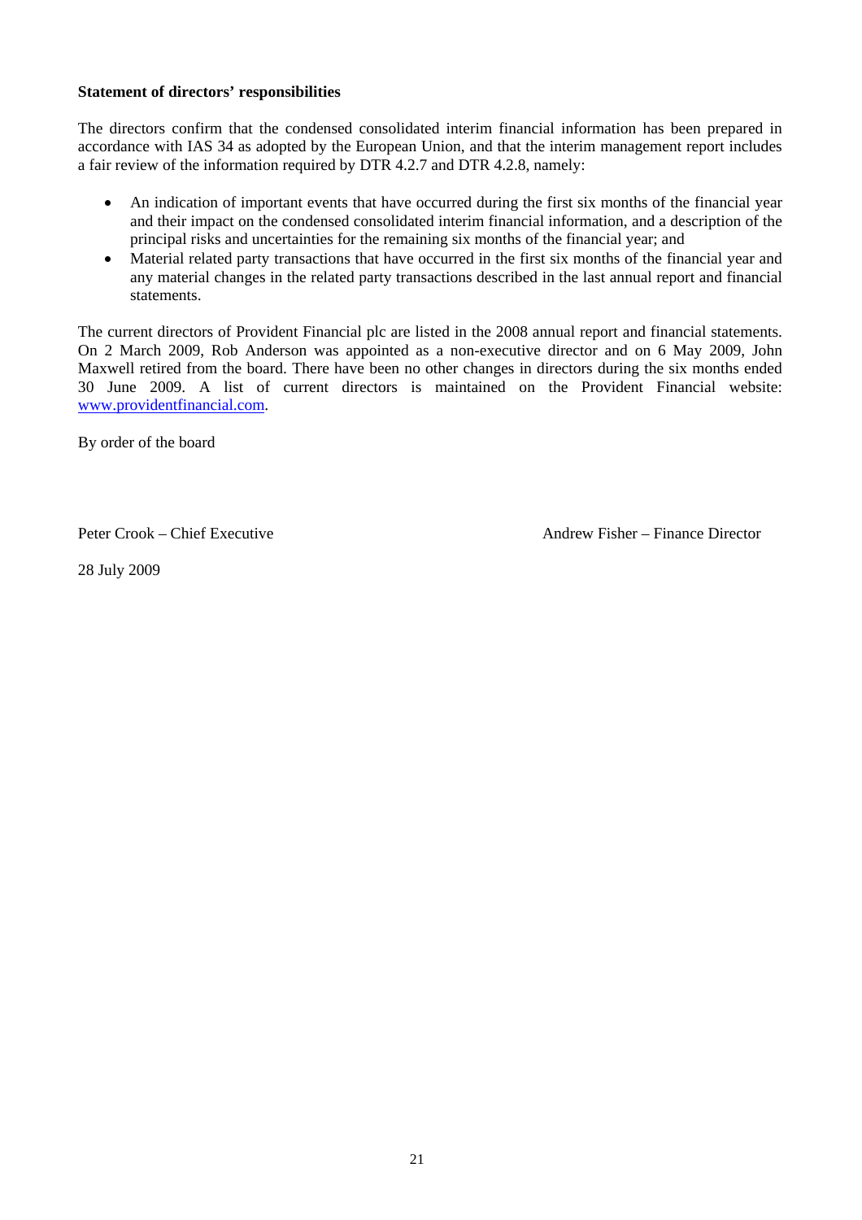**Statement of directors' responsibilities**

The directors confirm that the condensed consolidated interim financial information has been prepared in accordance with IAS 34 as adopted by the European Union, and that the interim management report includes a fair review of the information required by DTR 4.2.7 and DTR 4.2.8, namely:

- An indication of important events that have occurred during the first six months of the financial year and their impact on the condensed consolidated interim financial information, and a description of the principal risks and uncertainties for the remaining six months of the financial year; and
- Material related party transactions that have occurred in the first six months of the financial year and any material changes in the related party transactions described in the last annual report and financial statements.

The current directors of Provident Financial plc are listed in the 2008 annual report and financial statements. On 2 March 2009, Rob Anderson was appointed as a non-executive director and on 6 May 2009, John Maxwell retired from the board. There have been no other changes in directors during the six months ended 30 June 2009. A list of current directors is maintained on the Provident Financial website: www.providentfinancial.com.

By order of the board

Peter Crook – Chief Executive

Andrew Fisher – Finance Director

28 July 2009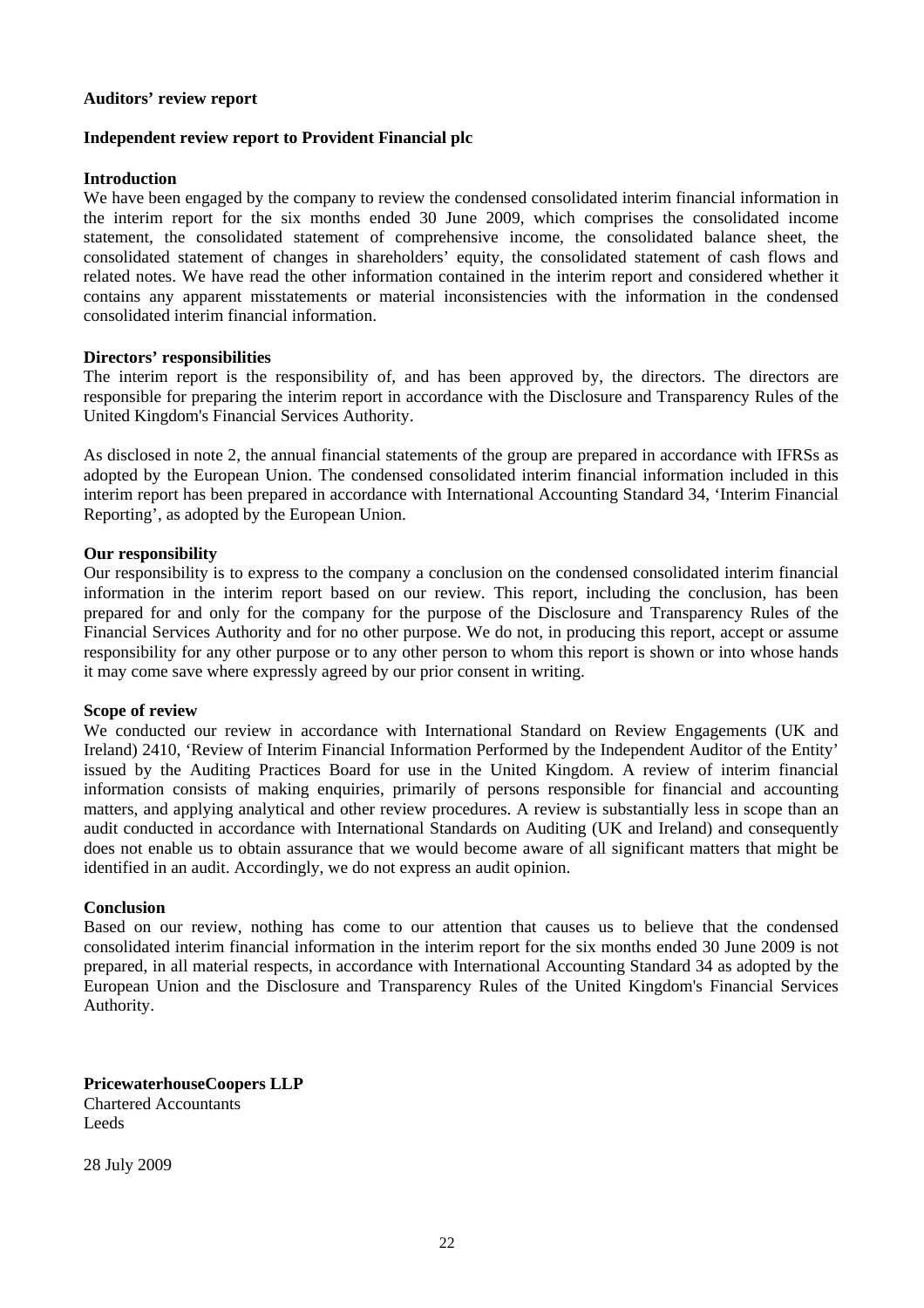## Auditors' review report

### Independent review report to Provident Financial plc

**Introduction**

We have been engaged by the company to review the condensed consolidated interim financial information in the interim report for the six months ended 30 June 2009, which comprises the consolidated income statement, the consolidated statement of comprehensive income, the consolidated balance sheet, the consolidated statement of changes in shareholders' equity, the consolidated statement of cash flows and related notes. We have read the other information contained in the interim report and considered whether it contains any apparent misstatements or material inconsistencies with the information in the condensed consolidated interim financial information.

**Directors' responsibilities**

The interim report is the responsibility of, and has been approved by, the directors. The directors are responsible for preparing the interim report in accordance with the Disclosure and Transparency Rules of the United Kingdom's Financial Services Authority.

As disclosed in note 2, the annual financial statements of the group are prepared in accordance with IFRSs as adopted by the European Union. The condensed consolidated interim financial information included in this interim report has been prepared in accordance with International Accounting Standard 34, 'Interim Financial Reporting', as adopted by the European Union.

**Our responsibility**

Our responsibility is to express to the company a conclusion on the condensed consolidated interim financial information in the interim report based on our review. This report, including the conclusion, has been prepared for and only for the company for the purpose of the Disclosure and Transparency Rules of the Financial Services Authority and for no other purpose. We do not, in producing this report, accept or assume responsibility for any other purpose or to any other person to whom this report is shown or into whose hands it may come save where expressly agreed by our prior consent in writing.

**Scope of review**

We conducted our review in accordance with International Standard on Review Engagements (UK and Ireland) 2410, 'Review of Interim Financial Information Performed by the Independent Auditor of the Entity' issued by the Auditing Practices Board for use in the United Kingdom. A review of interim financial information consists of making enquiries, primarily of persons responsible for financial and accounting matters, and applying analytical and other review procedures. A review is substantially less in scope than an audit conducted in accordance with International Standards on Auditing (UK and Ireland) and consequently does not enable us to obtain assurance that we would become aware of all significant matters that might be identified in an audit. Accordingly, we do not express an audit opinion.

**Conclusion**

Based on our review, nothing has come to our attention that causes us to believe that the condensed consolidated interim financial information in the interim report for the six months ended 30 June 2009 is not prepared, in all material respects, in accordance with International Accounting Standard 34 as adopted by the European Union and the Disclosure and Transparency Rules of the United Kingdom's Financial Services Authority.

**PricewaterhouseCoopers LLP**
Chartered Accountants
Leeds

28 July 2009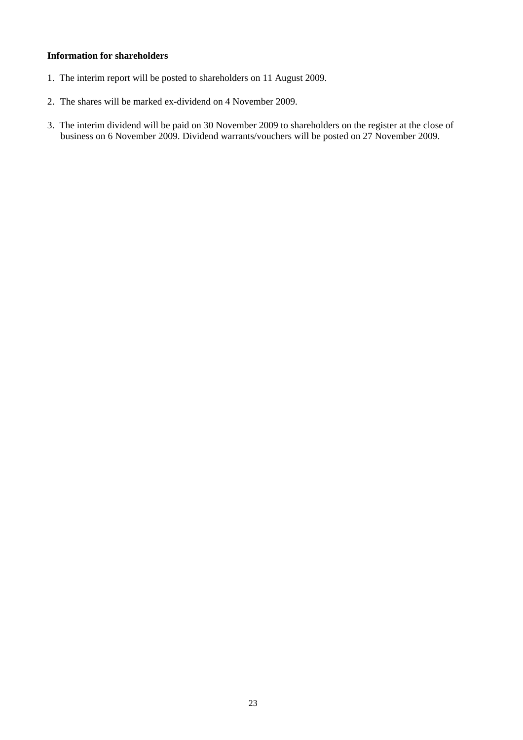**Information for shareholders**

1. The interim report will be posted to shareholders on 11 August 2009.
2. The shares will be marked ex-dividend on 4 November 2009.
3. The interim dividend will be paid on 30 November 2009 to shareholders on the register at the close of business on 6 November 2009. Dividend warrants/vouchers will be posted on 27 November 2009.